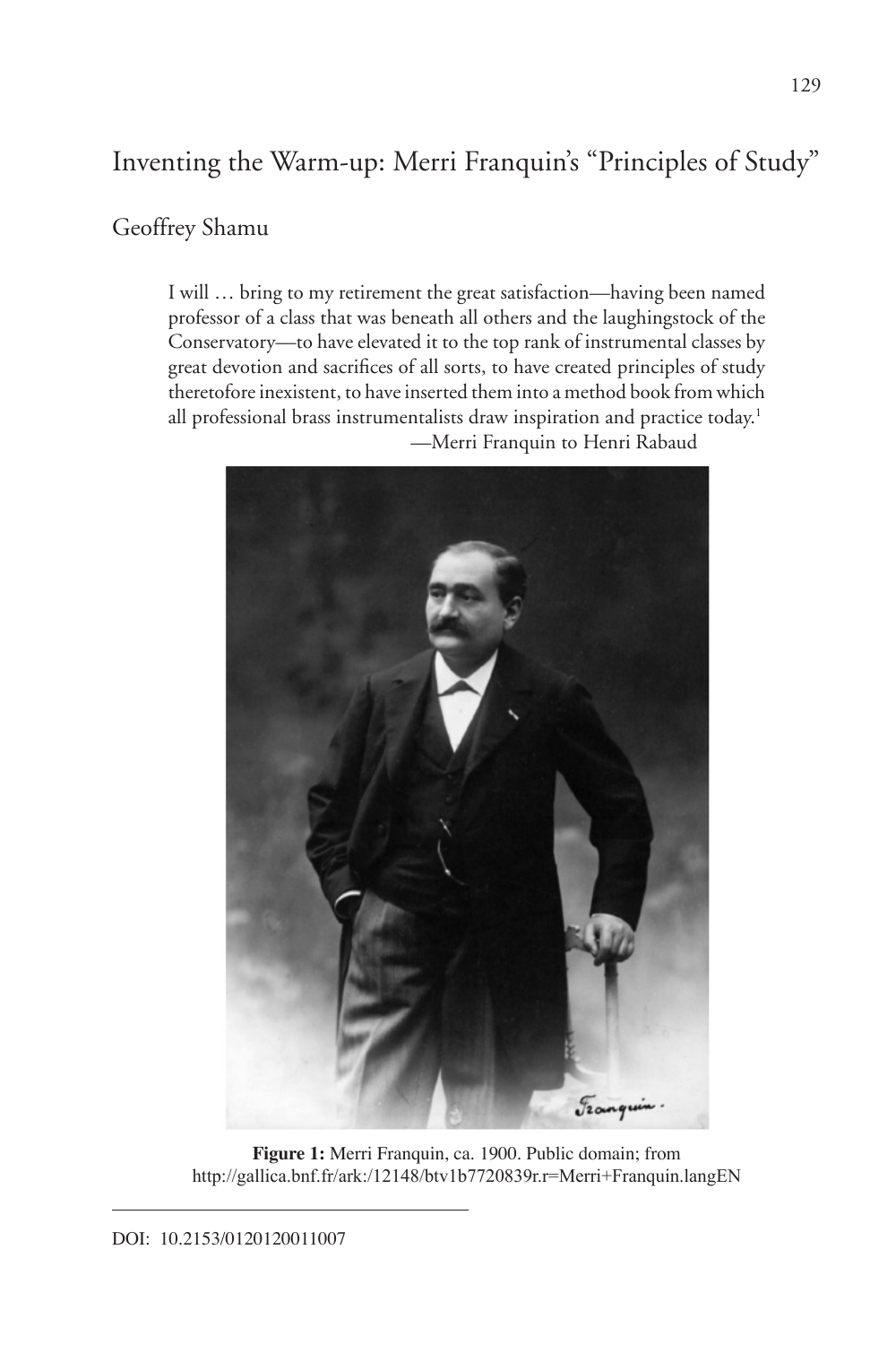# Inventing the Warm-up: Merri Franquin's "Principles of Study"

Geoffrey Shamu

> I will … bring to my retirement the great satisfaction—having been named professor of a class that was beneath all others and the laughingstock of the Conservatory—to have elevated it to the top rank of instrumental classes by great devotion and sacrifices of all sorts, to have created principles of study theretofore inexistent, to have inserted them into a method book from which all professional brass instrumentalists draw inspiration and practice today.[1]
>
> —Merri Franquin to Henri Rabaud

**Figure 1:** Merri Franquin, ca. 1900. Public domain; from http://gallica.bnf.fr/ark:/12148/btv1b7720839r.r=Merri+Franquin.langEN

DOI: 10.2153/0120120011007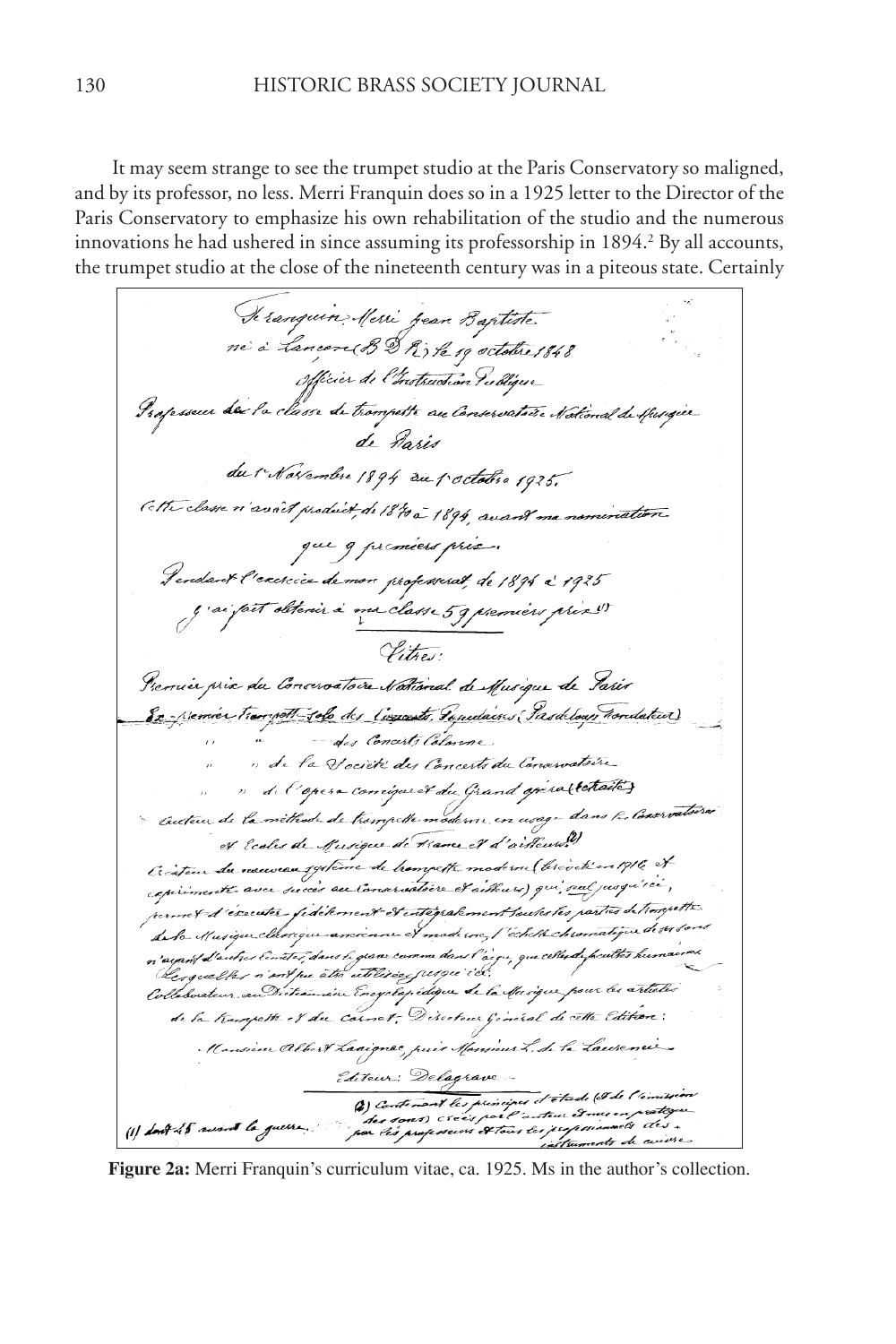It may seem strange to see the trumpet studio at the Paris Conservatory so maligned, and by its professor, no less. Merri Franquin does so in a 1925 letter to the Director of the Paris Conservatory to emphasize his own rehabilitation of the studio and the numerous innovations he had ushered in since assuming its professorship in 1894.[2] By all accounts, the trumpet studio at the close of the nineteenth century was in a piteous state. Certainly

Franquin Merri Jean Baptiste
né à Lançon (B D R) le 19 octobre 1848
Officier de l'Instruction Publique
Professeur de la classe de trompette au Conservatoire National de Musique de Paris
du 1er Novembre 1894 au 1er octobre 1925.

Cette classe n'avait produit, de 1870 à 1894, avant ma nomination que 9 premiers prix.
Pendant l'exercice de mon professorat, de 1894 à 1925 j'ai fait obtenir à ma classe 59 premiers prix (1)

Titres:

Premier prix du Conservatoire National de Musique de Paris
Ex-premier Trompette-solo des Concerts Populaires (Pasdeloup Fondateur)
" " des Concerts Colonne
" " de la Société des Concerts du Conservatoire
" " de l'Opéra comique et du Grand opéra (retraité)
Auteur de la méthode de trompette moderne en usage dans les Conservatoires et Écoles de Musique de France et d'ailleurs (2)
Créateur du nouveau système de trompette moderne (breveté en 1916 et expérimenté avec succès au Conservatoire et ailleurs) qui, seul jusqu'ici, permet d'exécuter fidèlement et intégralement toutes les parties de trompette de la Musique classique ancienne et moderne, l'échelle chromatique de ses sons n'ayant d'autres limites, dans le grave comme dans l'aigu, que celles des facultés humaines lesquelles n'ont pu être utilisées jusqu'ici.
Collaborateur au Dictionnaire Encyclopédique de la Musique pour les articles de la trompette et du cornet; Directeur Général de cette Édition:
Monsieur Albert Lavignac, puis Monsieur L. de la Laurencie
Éditeur: Delagrave

(1) dont 28 avant la guerre.
(2) Contenant les principes d'étude (et de l'émission des sons) créés par l'auteur et mis en pratique par les professeurs et tous les professionnels des instruments de cuivre

**Figure 2a:** Merri Franquin's curriculum vitae, ca. 1925. Ms in the author's collection.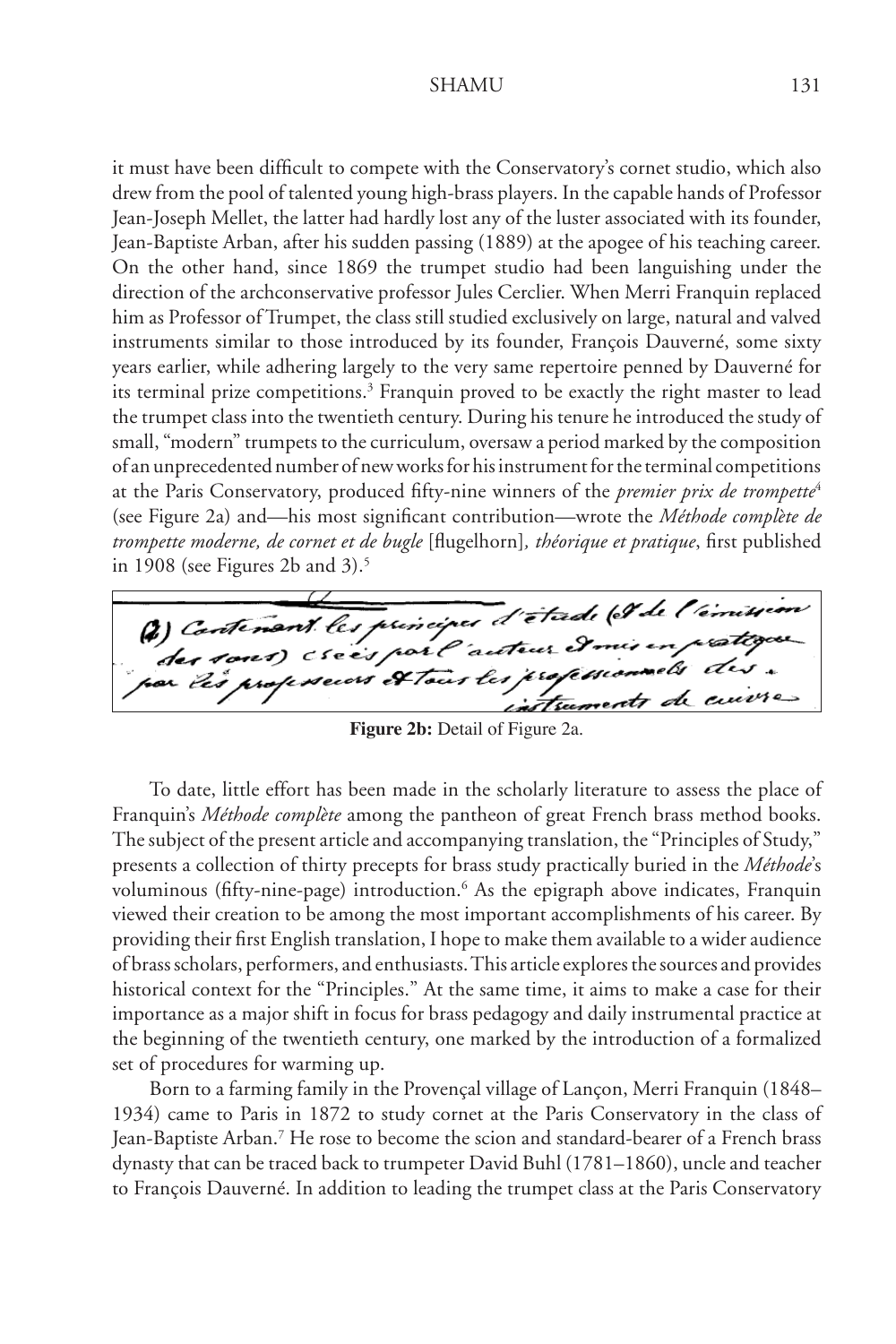it must have been difficult to compete with the Conservatory's cornet studio, which also drew from the pool of talented young high-brass players. In the capable hands of Professor Jean-Joseph Mellet, the latter had hardly lost any of the luster associated with its founder, Jean-Baptiste Arban, after his sudden passing (1889) at the apogee of his teaching career. On the other hand, since 1869 the trumpet studio had been languishing under the direction of the archconservative professor Jules Cerclier. When Merri Franquin replaced him as Professor of Trumpet, the class still studied exclusively on large, natural and valved instruments similar to those introduced by its founder, François Dauverné, some sixty years earlier, while adhering largely to the very same repertoire penned by Dauverné for its terminal prize competitions.[3] Franquin proved to be exactly the right master to lead the trumpet class into the twentieth century. During his tenure he introduced the study of small, "modern" trumpets to the curriculum, oversaw a period marked by the composition of an unprecedented number of new works for his instrument for the terminal competitions at the Paris Conservatory, produced fifty-nine winners of the *premier prix de trompette*[4] (see Figure 2a) and—his most significant contribution—wrote the *Méthode complète de trompette moderne, de cornet et de bugle* [flugelhorn]*, théorique et pratique*, first published in 1908 (see Figures 2b and 3).[5]

**Figure 2b:** Detail of Figure 2a.

To date, little effort has been made in the scholarly literature to assess the place of Franquin's *Méthode complète* among the pantheon of great French brass method books. The subject of the present article and accompanying translation, the "Principles of Study," presents a collection of thirty precepts for brass study practically buried in the *Méthode*'s voluminous (fifty-nine-page) introduction.[6] As the epigraph above indicates, Franquin viewed their creation to be among the most important accomplishments of his career. By providing their first English translation, I hope to make them available to a wider audience of brass scholars, performers, and enthusiasts. This article explores the sources and provides historical context for the "Principles." At the same time, it aims to make a case for their importance as a major shift in focus for brass pedagogy and daily instrumental practice at the beginning of the twentieth century, one marked by the introduction of a formalized set of procedures for warming up.

Born to a farming family in the Provençal village of Lançon, Merri Franquin (1848–1934) came to Paris in 1872 to study cornet at the Paris Conservatory in the class of Jean-Baptiste Arban.[7] He rose to become the scion and standard-bearer of a French brass dynasty that can be traced back to trumpeter David Buhl (1781–1860), uncle and teacher to François Dauverné. In addition to leading the trumpet class at the Paris Conservatory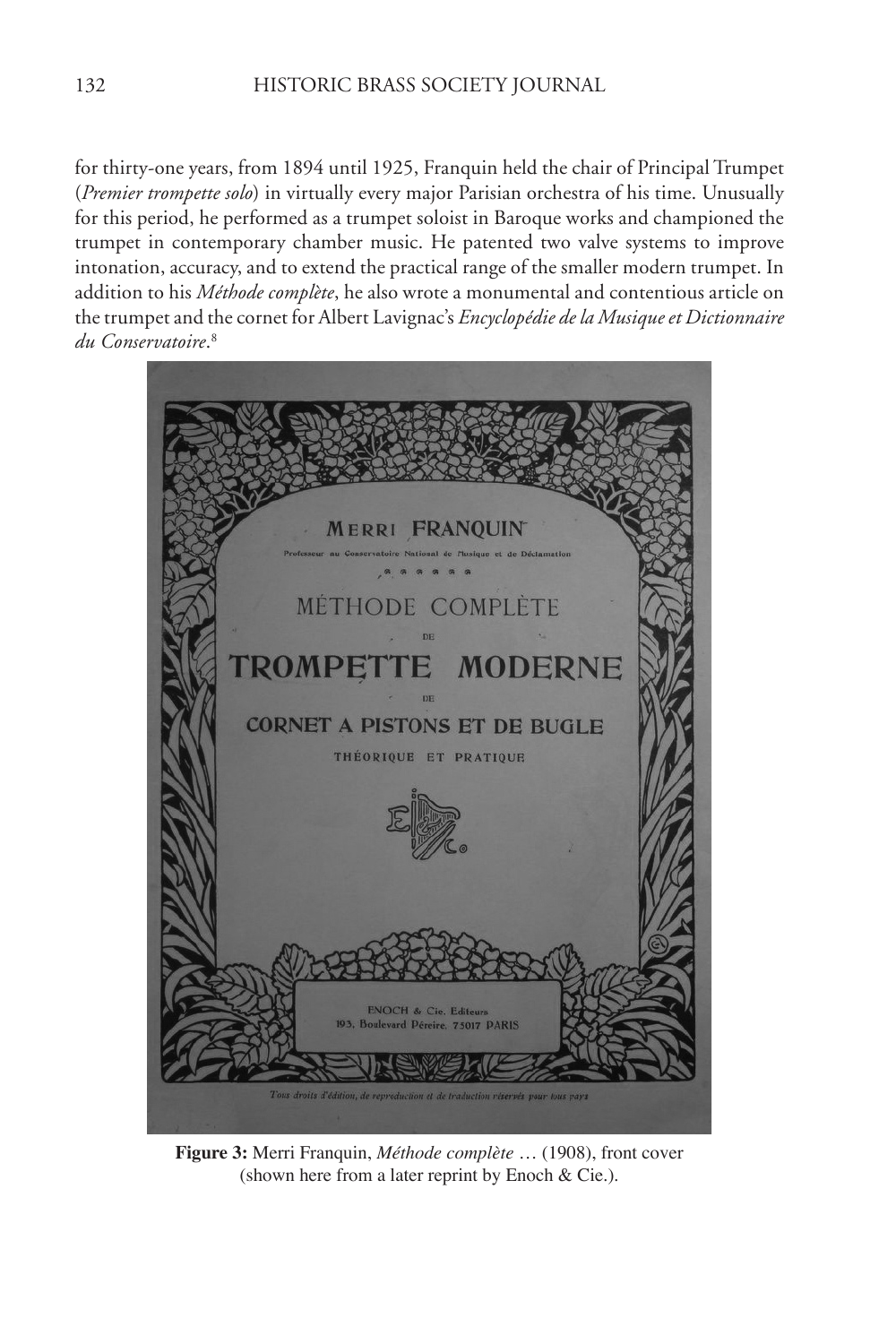for thirty-one years, from 1894 until 1925, Franquin held the chair of Principal Trumpet (*Premier trompette solo*) in virtually every major Parisian orchestra of his time. Unusually for this period, he performed as a trumpet soloist in Baroque works and championed the trumpet in contemporary chamber music. He patented two valve systems to improve intonation, accuracy, and to extend the practical range of the smaller modern trumpet. In addition to his *Méthode complète*, he also wrote a monumental and contentious article on the trumpet and the cornet for Albert Lavignac's *Encyclopédie de la Musique et Dictionnaire du Conservatoire*.[8]

**Figure 3:** Merri Franquin, *Méthode complète* … (1908), front cover (shown here from a later reprint by Enoch & Cie.).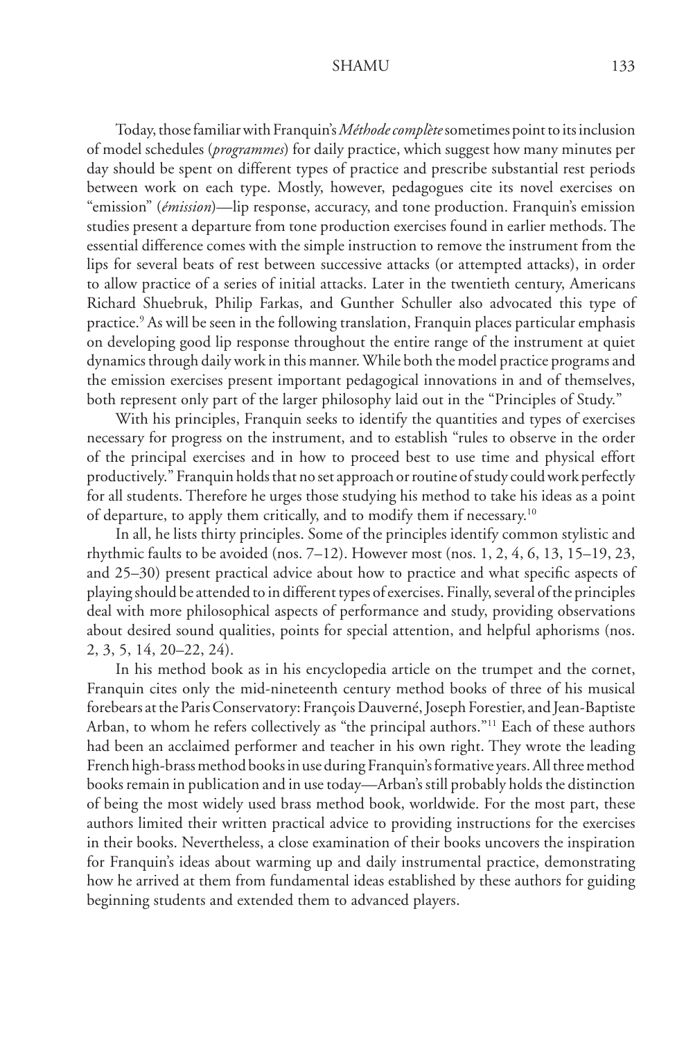Today, those familiar with Franquin's *Méthode complète* sometimes point to its inclusion of model schedules (*programmes*) for daily practice, which suggest how many minutes per day should be spent on different types of practice and prescribe substantial rest periods between work on each type. Mostly, however, pedagogues cite its novel exercises on "emission" (*émission*)—lip response, accuracy, and tone production. Franquin's emission studies present a departure from tone production exercises found in earlier methods. The essential difference comes with the simple instruction to remove the instrument from the lips for several beats of rest between successive attacks (or attempted attacks), in order to allow practice of a series of initial attacks. Later in the twentieth century, Americans Richard Shuebruk, Philip Farkas, and Gunther Schuller also advocated this type of practice.[9] As will be seen in the following translation, Franquin places particular emphasis on developing good lip response throughout the entire range of the instrument at quiet dynamics through daily work in this manner. While both the model practice programs and the emission exercises present important pedagogical innovations in and of themselves, both represent only part of the larger philosophy laid out in the "Principles of Study."

With his principles, Franquin seeks to identify the quantities and types of exercises necessary for progress on the instrument, and to establish "rules to observe in the order of the principal exercises and in how to proceed best to use time and physical effort productively." Franquin holds that no set approach or routine of study could work perfectly for all students. Therefore he urges those studying his method to take his ideas as a point of departure, to apply them critically, and to modify them if necessary.[10]

In all, he lists thirty principles. Some of the principles identify common stylistic and rhythmic faults to be avoided (nos. 7–12). However most (nos. 1, 2, 4, 6, 13, 15–19, 23, and 25–30) present practical advice about how to practice and what specific aspects of playing should be attended to in different types of exercises. Finally, several of the principles deal with more philosophical aspects of performance and study, providing observations about desired sound qualities, points for special attention, and helpful aphorisms (nos. 2, 3, 5, 14, 20–22, 24).

In his method book as in his encyclopedia article on the trumpet and the cornet, Franquin cites only the mid-nineteenth century method books of three of his musical forebears at the Paris Conservatory: François Dauverné, Joseph Forestier, and Jean-Baptiste Arban, to whom he refers collectively as "the principal authors."[11] Each of these authors had been an acclaimed performer and teacher in his own right. They wrote the leading French high-brass method books in use during Franquin's formative years. All three method books remain in publication and in use today—Arban's still probably holds the distinction of being the most widely used brass method book, worldwide. For the most part, these authors limited their written practical advice to providing instructions for the exercises in their books. Nevertheless, a close examination of their books uncovers the inspiration for Franquin's ideas about warming up and daily instrumental practice, demonstrating how he arrived at them from fundamental ideas established by these authors for guiding beginning students and extended them to advanced players.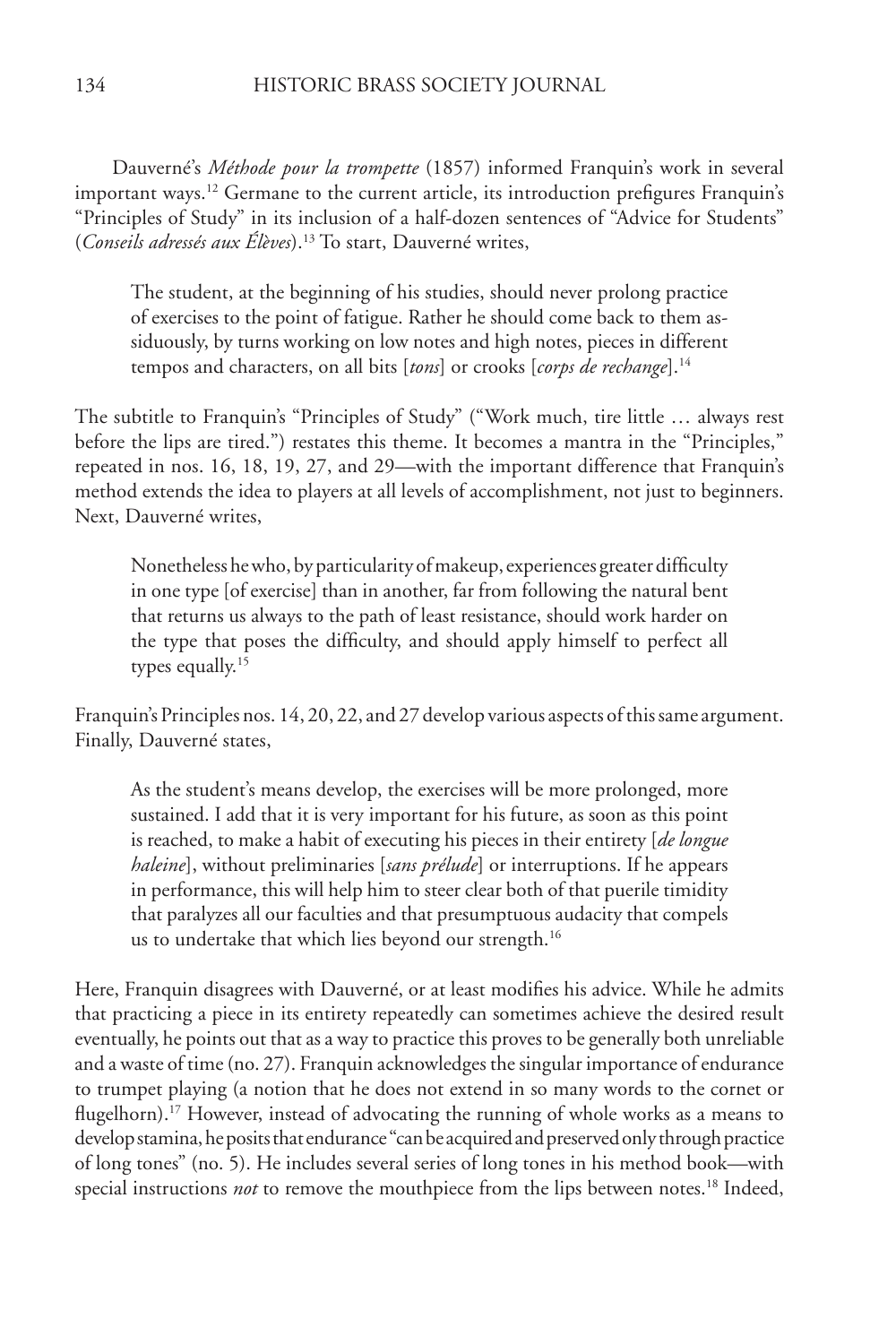Dauverné's *Méthode pour la trompette* (1857) informed Franquin's work in several important ways.[12] Germane to the current article, its introduction prefigures Franquin's "Principles of Study" in its inclusion of a half-dozen sentences of "Advice for Students" (*Conseils adressés aux Élèves*).[13] To start, Dauverné writes,

> The student, at the beginning of his studies, should never prolong practice of exercises to the point of fatigue. Rather he should come back to them assiduously, by turns working on low notes and high notes, pieces in different tempos and characters, on all bits [*tons*] or crooks [*corps de rechange*].[14]

The subtitle to Franquin's "Principles of Study" ("Work much, tire little … always rest before the lips are tired.") restates this theme. It becomes a mantra in the "Principles," repeated in nos. 16, 18, 19, 27, and 29—with the important difference that Franquin's method extends the idea to players at all levels of accomplishment, not just to beginners. Next, Dauverné writes,

> Nonetheless he who, by particularity of makeup, experiences greater difficulty in one type [of exercise] than in another, far from following the natural bent that returns us always to the path of least resistance, should work harder on the type that poses the difficulty, and should apply himself to perfect all types equally.[15]

Franquin's Principles nos. 14, 20, 22, and 27 develop various aspects of this same argument. Finally, Dauverné states,

> As the student's means develop, the exercises will be more prolonged, more sustained. I add that it is very important for his future, as soon as this point is reached, to make a habit of executing his pieces in their entirety [*de longue haleine*], without preliminaries [*sans prélude*] or interruptions. If he appears in performance, this will help him to steer clear both of that puerile timidity that paralyzes all our faculties and that presumptuous audacity that compels us to undertake that which lies beyond our strength.[16]

Here, Franquin disagrees with Dauverné, or at least modifies his advice. While he admits that practicing a piece in its entirety repeatedly can sometimes achieve the desired result eventually, he points out that as a way to practice this proves to be generally both unreliable and a waste of time (no. 27). Franquin acknowledges the singular importance of endurance to trumpet playing (a notion that he does not extend in so many words to the cornet or flugelhorn).[17] However, instead of advocating the running of whole works as a means to develop stamina, he posits that endurance "can be acquired and preserved only through practice of long tones" (no. 5). He includes several series of long tones in his method book—with special instructions *not* to remove the mouthpiece from the lips between notes.[18] Indeed,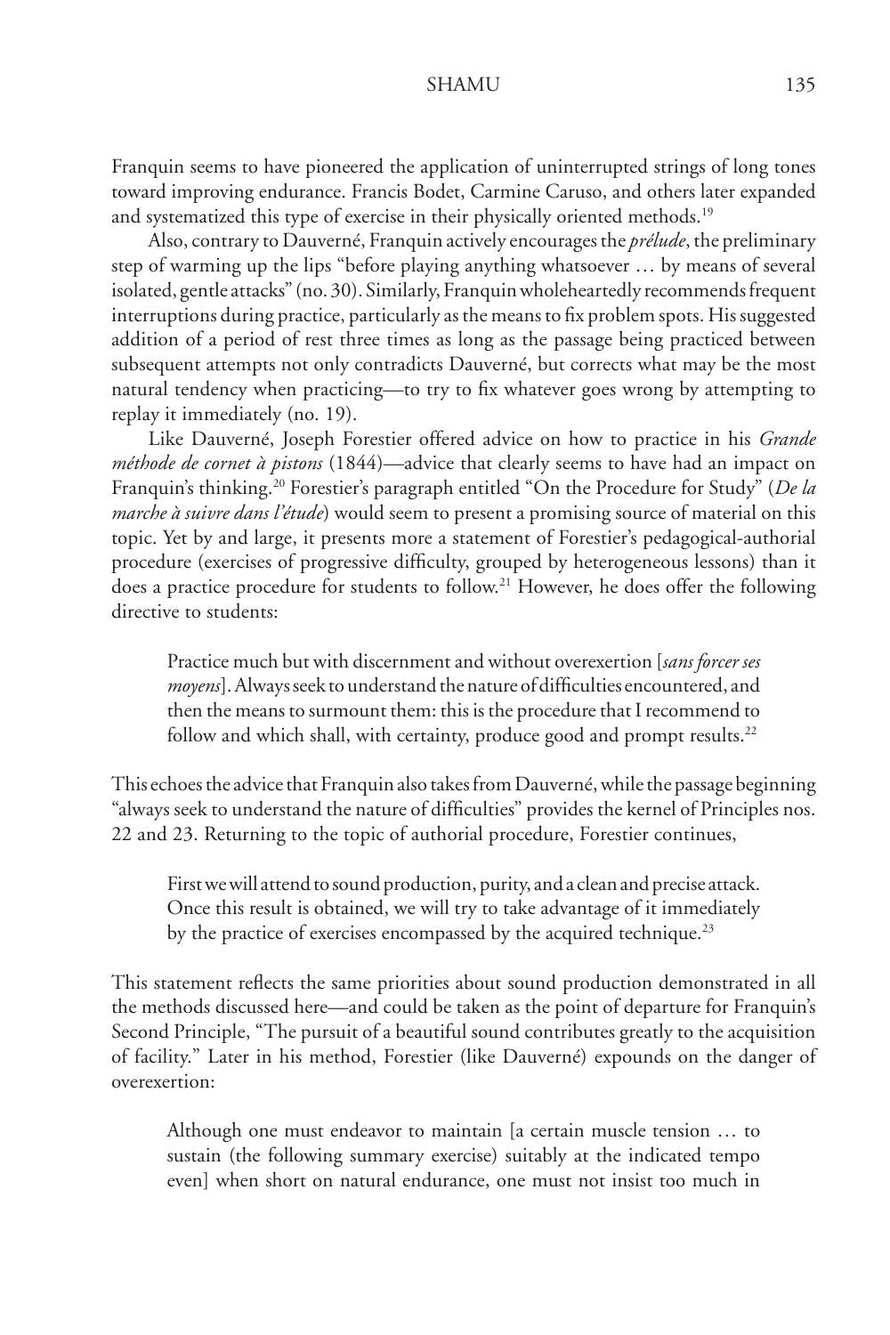Franquin seems to have pioneered the application of uninterrupted strings of long tones toward improving endurance. Francis Bodet, Carmine Caruso, and others later expanded and systematized this type of exercise in their physically oriented methods.[19]

Also, contrary to Dauverné, Franquin actively encourages the *prélude*, the preliminary step of warming up the lips "before playing anything whatsoever … by means of several isolated, gentle attacks" (no. 30). Similarly, Franquin wholeheartedly recommends frequent interruptions during practice, particularly as the means to fix problem spots. His suggested addition of a period of rest three times as long as the passage being practiced between subsequent attempts not only contradicts Dauverné, but corrects what may be the most natural tendency when practicing—to try to fix whatever goes wrong by attempting to replay it immediately (no. 19).

Like Dauverné, Joseph Forestier offered advice on how to practice in his *Grande méthode de cornet à pistons* (1844)—advice that clearly seems to have had an impact on Franquin's thinking.[20] Forestier's paragraph entitled "On the Procedure for Study" (*De la marche à suivre dans l'étude*) would seem to present a promising source of material on this topic. Yet by and large, it presents more a statement of Forestier's pedagogical-authorial procedure (exercises of progressive difficulty, grouped by heterogeneous lessons) than it does a practice procedure for students to follow.[21] However, he does offer the following directive to students:

> Practice much but with discernment and without overexertion [*sans forcer ses moyens*]. Always seek to understand the nature of difficulties encountered, and then the means to surmount them: this is the procedure that I recommend to follow and which shall, with certainty, produce good and prompt results.[22]

This echoes the advice that Franquin also takes from Dauverné, while the passage beginning "always seek to understand the nature of difficulties" provides the kernel of Principles nos. 22 and 23. Returning to the topic of authorial procedure, Forestier continues,

> First we will attend to sound production, purity, and a clean and precise attack. Once this result is obtained, we will try to take advantage of it immediately by the practice of exercises encompassed by the acquired technique.[23]

This statement reflects the same priorities about sound production demonstrated in all the methods discussed here—and could be taken as the point of departure for Franquin's Second Principle, "The pursuit of a beautiful sound contributes greatly to the acquisition of facility." Later in his method, Forestier (like Dauverné) expounds on the danger of overexertion:

> Although one must endeavor to maintain [a certain muscle tension … to sustain (the following summary exercise) suitably at the indicated tempo even] when short on natural endurance, one must not insist too much in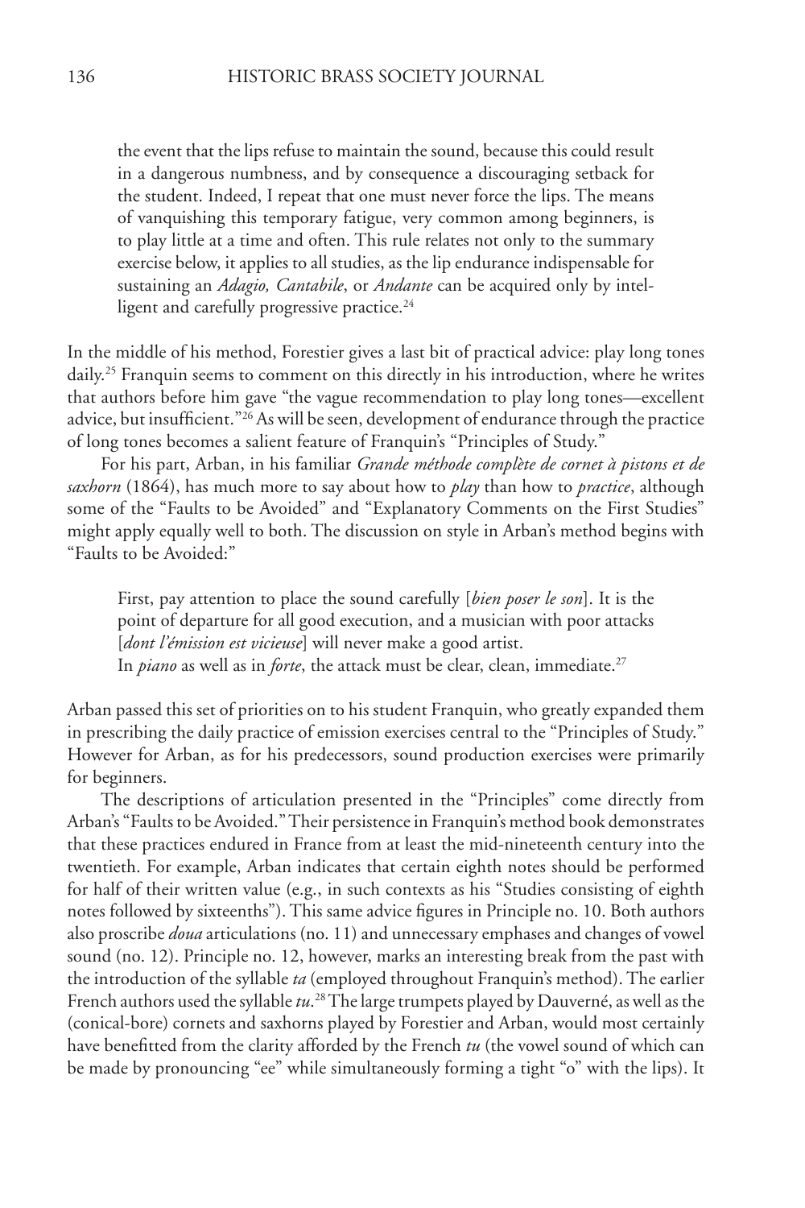> the event that the lips refuse to maintain the sound, because this could result in a dangerous numbness, and by consequence a discouraging setback for the student. Indeed, I repeat that one must never force the lips. The means of vanquishing this temporary fatigue, very common among beginners, is to play little at a time and often. This rule relates not only to the summary exercise below, it applies to all studies, as the lip endurance indispensable for sustaining an *Adagio, Cantabile*, or *Andante* can be acquired only by intelligent and carefully progressive practice.[24]

In the middle of his method, Forestier gives a last bit of practical advice: play long tones daily.[25] Franquin seems to comment on this directly in his introduction, where he writes that authors before him gave "the vague recommendation to play long tones—excellent advice, but insufficient."[26] As will be seen, development of endurance through the practice of long tones becomes a salient feature of Franquin's "Principles of Study."

For his part, Arban, in his familiar *Grande méthode complète de cornet à pistons et de saxhorn* (1864), has much more to say about how to *play* than how to *practice*, although some of the "Faults to be Avoided" and "Explanatory Comments on the First Studies" might apply equally well to both. The discussion on style in Arban's method begins with "Faults to be Avoided:"

> First, pay attention to place the sound carefully [*bien poser le son*]. It is the point of departure for all good execution, and a musician with poor attacks [*dont l'émission est vicieuse*] will never make a good artist.
> In *piano* as well as in *forte*, the attack must be clear, clean, immediate.[27]

Arban passed this set of priorities on to his student Franquin, who greatly expanded them in prescribing the daily practice of emission exercises central to the "Principles of Study." However for Arban, as for his predecessors, sound production exercises were primarily for beginners.

The descriptions of articulation presented in the "Principles" come directly from Arban's "Faults to be Avoided." Their persistence in Franquin's method book demonstrates that these practices endured in France from at least the mid-nineteenth century into the twentieth. For example, Arban indicates that certain eighth notes should be performed for half of their written value (e.g., in such contexts as his "Studies consisting of eighth notes followed by sixteenths"). This same advice figures in Principle no. 10. Both authors also proscribe *doua* articulations (no. 11) and unnecessary emphases and changes of vowel sound (no. 12). Principle no. 12, however, marks an interesting break from the past with the introduction of the syllable *ta* (employed throughout Franquin's method). The earlier French authors used the syllable *tu*.[28] The large trumpets played by Dauverné, as well as the (conical-bore) cornets and saxhorns played by Forestier and Arban, would most certainly have benefitted from the clarity afforded by the French *tu* (the vowel sound of which can be made by pronouncing "ee" while simultaneously forming a tight "o" with the lips). It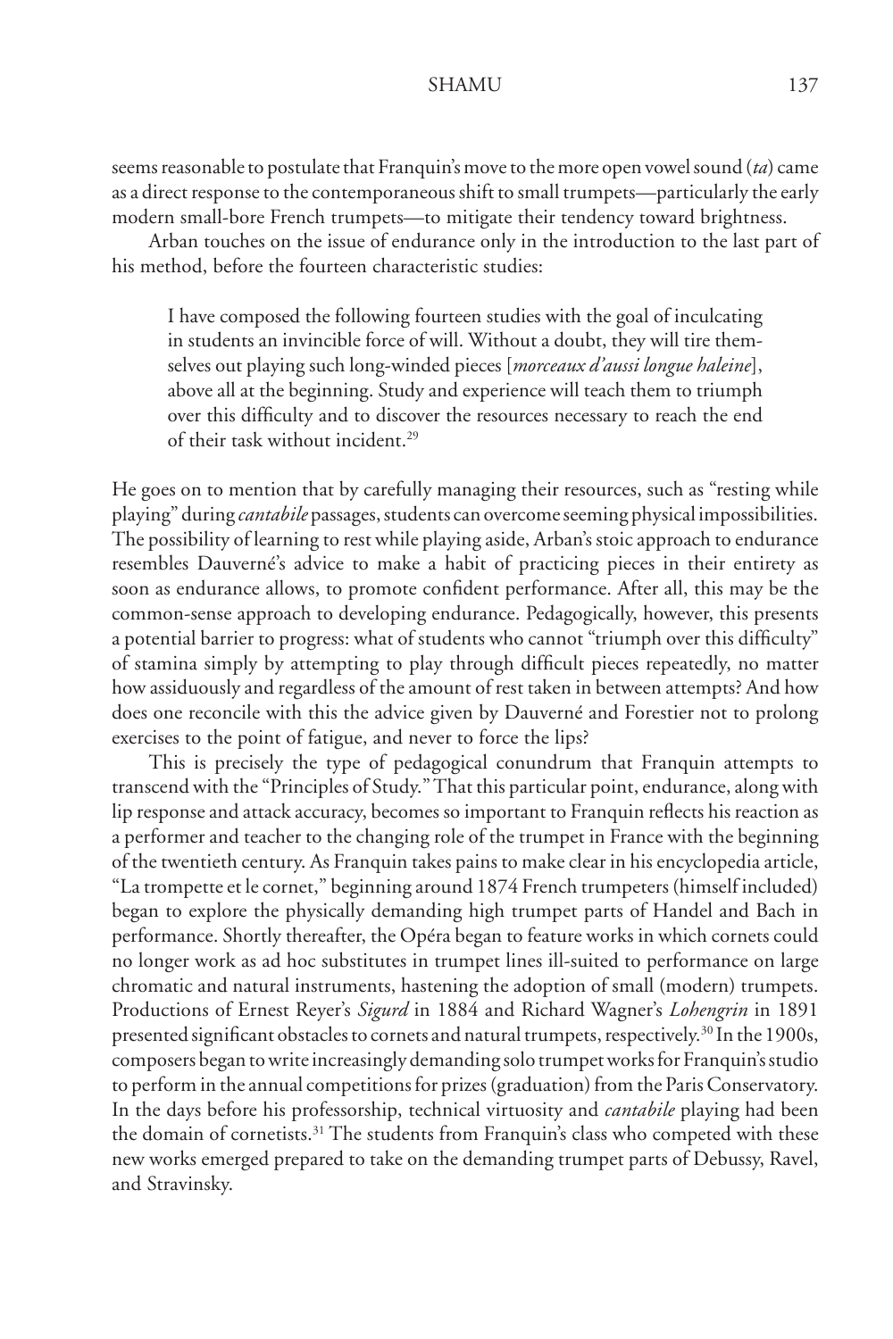seems reasonable to postulate that Franquin's move to the more open vowel sound (*ta*) came as a direct response to the contemporaneous shift to small trumpets—particularly the early modern small-bore French trumpets—to mitigate their tendency toward brightness.

Arban touches on the issue of endurance only in the introduction to the last part of his method, before the fourteen characteristic studies:

> I have composed the following fourteen studies with the goal of inculcating in students an invincible force of will. Without a doubt, they will tire themselves out playing such long-winded pieces [*morceaux d'aussi longue haleine*], above all at the beginning. Study and experience will teach them to triumph over this difficulty and to discover the resources necessary to reach the end of their task without incident.[29]

He goes on to mention that by carefully managing their resources, such as "resting while playing" during *cantabile* passages, students can overcome seeming physical impossibilities. The possibility of learning to rest while playing aside, Arban's stoic approach to endurance resembles Dauverné's advice to make a habit of practicing pieces in their entirety as soon as endurance allows, to promote confident performance. After all, this may be the common-sense approach to developing endurance. Pedagogically, however, this presents a potential barrier to progress: what of students who cannot "triumph over this difficulty" of stamina simply by attempting to play through difficult pieces repeatedly, no matter how assiduously and regardless of the amount of rest taken in between attempts? And how does one reconcile with this the advice given by Dauverné and Forestier not to prolong exercises to the point of fatigue, and never to force the lips?

This is precisely the type of pedagogical conundrum that Franquin attempts to transcend with the "Principles of Study." That this particular point, endurance, along with lip response and attack accuracy, becomes so important to Franquin reflects his reaction as a performer and teacher to the changing role of the trumpet in France with the beginning of the twentieth century. As Franquin takes pains to make clear in his encyclopedia article, "La trompette et le cornet," beginning around 1874 French trumpeters (himself included) began to explore the physically demanding high trumpet parts of Handel and Bach in performance. Shortly thereafter, the Opéra began to feature works in which cornets could no longer work as ad hoc substitutes in trumpet lines ill-suited to performance on large chromatic and natural instruments, hastening the adoption of small (modern) trumpets. Productions of Ernest Reyer's *Sigurd* in 1884 and Richard Wagner's *Lohengrin* in 1891 presented significant obstacles to cornets and natural trumpets, respectively.[30] In the 1900s, composers began to write increasingly demanding solo trumpet works for Franquin's studio to perform in the annual competitions for prizes (graduation) from the Paris Conservatory. In the days before his professorship, technical virtuosity and *cantabile* playing had been the domain of cornetists.[31] The students from Franquin's class who competed with these new works emerged prepared to take on the demanding trumpet parts of Debussy, Ravel, and Stravinsky.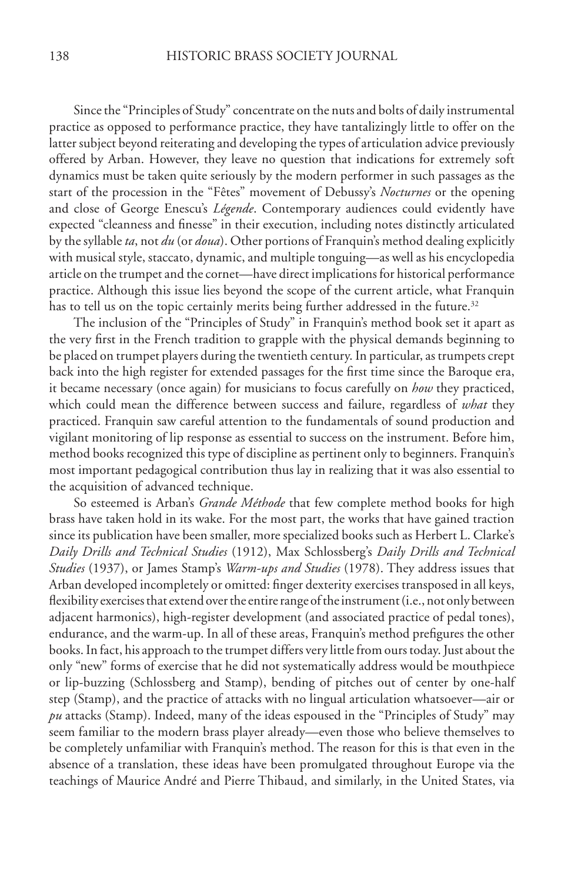Since the "Principles of Study" concentrate on the nuts and bolts of daily instrumental practice as opposed to performance practice, they have tantalizingly little to offer on the latter subject beyond reiterating and developing the types of articulation advice previously offered by Arban. However, they leave no question that indications for extremely soft dynamics must be taken quite seriously by the modern performer in such passages as the start of the procession in the "Fêtes" movement of Debussy's *Nocturnes* or the opening and close of George Enescu's *Légende*. Contemporary audiences could evidently have expected "cleanness and finesse" in their execution, including notes distinctly articulated by the syllable *ta*, not *du* (or *doua*). Other portions of Franquin's method dealing explicitly with musical style, staccato, dynamic, and multiple tonguing—as well as his encyclopedia article on the trumpet and the cornet—have direct implications for historical performance practice. Although this issue lies beyond the scope of the current article, what Franquin has to tell us on the topic certainly merits being further addressed in the future.[32]

The inclusion of the "Principles of Study" in Franquin's method book set it apart as the very first in the French tradition to grapple with the physical demands beginning to be placed on trumpet players during the twentieth century. In particular, as trumpets crept back into the high register for extended passages for the first time since the Baroque era, it became necessary (once again) for musicians to focus carefully on *how* they practiced, which could mean the difference between success and failure, regardless of *what* they practiced. Franquin saw careful attention to the fundamentals of sound production and vigilant monitoring of lip response as essential to success on the instrument. Before him, method books recognized this type of discipline as pertinent only to beginners. Franquin's most important pedagogical contribution thus lay in realizing that it was also essential to the acquisition of advanced technique.

So esteemed is Arban's *Grande Méthode* that few complete method books for high brass have taken hold in its wake. For the most part, the works that have gained traction since its publication have been smaller, more specialized books such as Herbert L. Clarke's *Daily Drills and Technical Studies* (1912), Max Schlossberg's *Daily Drills and Technical Studies* (1937), or James Stamp's *Warm-ups and Studies* (1978). They address issues that Arban developed incompletely or omitted: finger dexterity exercises transposed in all keys, flexibility exercises that extend over the entire range of the instrument (i.e., not only between adjacent harmonics), high-register development (and associated practice of pedal tones), endurance, and the warm-up. In all of these areas, Franquin's method prefigures the other books. In fact, his approach to the trumpet differs very little from ours today. Just about the only "new" forms of exercise that he did not systematically address would be mouthpiece or lip-buzzing (Schlossberg and Stamp), bending of pitches out of center by one-half step (Stamp), and the practice of attacks with no lingual articulation whatsoever—air or *pu* attacks (Stamp). Indeed, many of the ideas espoused in the "Principles of Study" may seem familiar to the modern brass player already—even those who believe themselves to be completely unfamiliar with Franquin's method. The reason for this is that even in the absence of a translation, these ideas have been promulgated throughout Europe via the teachings of Maurice André and Pierre Thibaud, and similarly, in the United States, via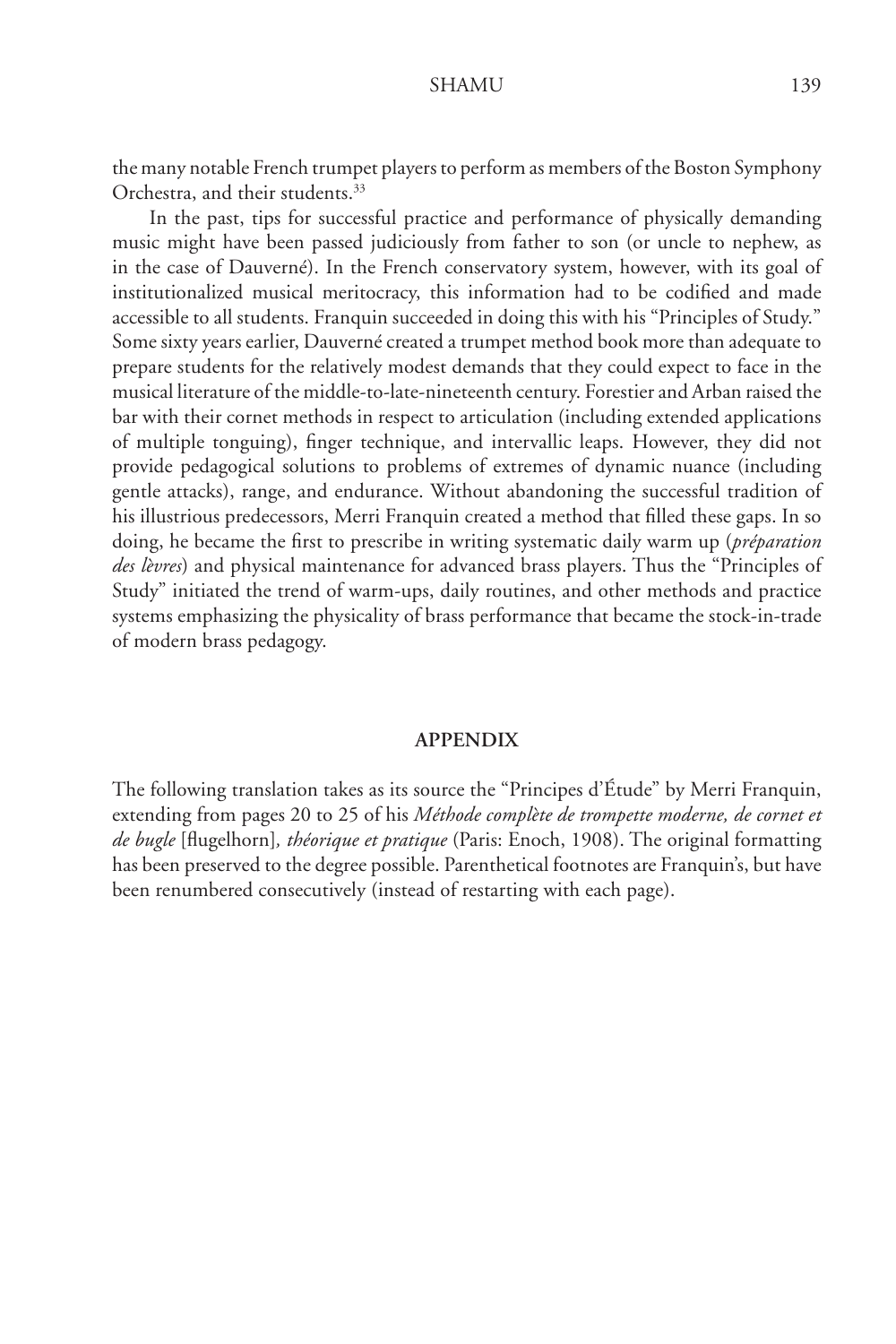the many notable French trumpet players to perform as members of the Boston Symphony Orchestra, and their students.[33]

In the past, tips for successful practice and performance of physically demanding music might have been passed judiciously from father to son (or uncle to nephew, as in the case of Dauverné). In the French conservatory system, however, with its goal of institutionalized musical meritocracy, this information had to be codified and made accessible to all students. Franquin succeeded in doing this with his "Principles of Study." Some sixty years earlier, Dauverné created a trumpet method book more than adequate to prepare students for the relatively modest demands that they could expect to face in the musical literature of the middle-to-late-nineteenth century. Forestier and Arban raised the bar with their cornet methods in respect to articulation (including extended applications of multiple tonguing), finger technique, and intervallic leaps. However, they did not provide pedagogical solutions to problems of extremes of dynamic nuance (including gentle attacks), range, and endurance. Without abandoning the successful tradition of his illustrious predecessors, Merri Franquin created a method that filled these gaps. In so doing, he became the first to prescribe in writing systematic daily warm up (*préparation des lèvres*) and physical maintenance for advanced brass players. Thus the "Principles of Study" initiated the trend of warm-ups, daily routines, and other methods and practice systems emphasizing the physicality of brass performance that became the stock-in-trade of modern brass pedagogy.

## APPENDIX

The following translation takes as its source the "Principes d'Étude" by Merri Franquin, extending from pages 20 to 25 of his *Méthode complète de trompette moderne, de cornet et de bugle* [flugelhorn]*, théorique et pratique* (Paris: Enoch, 1908). The original formatting has been preserved to the degree possible. Parenthetical footnotes are Franquin's, but have been renumbered consecutively (instead of restarting with each page).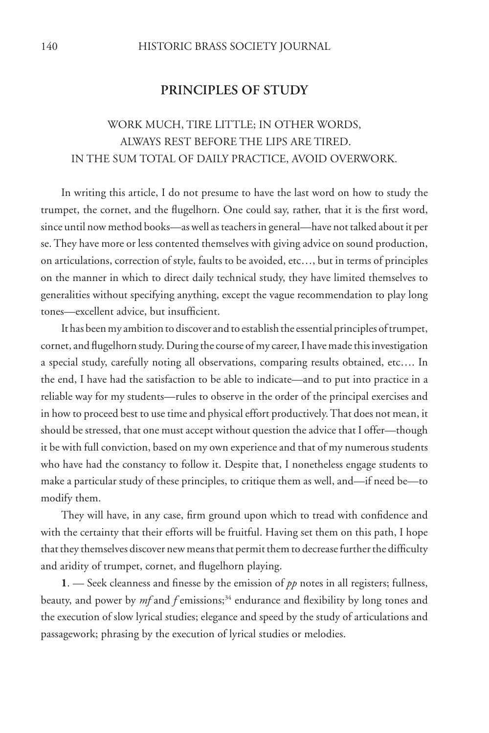## PRINCIPLES OF STUDY

WORK MUCH, TIRE LITTLE; IN OTHER WORDS, ALWAYS REST BEFORE THE LIPS ARE TIRED. IN THE SUM TOTAL OF DAILY PRACTICE, AVOID OVERWORK.

In writing this article, I do not presume to have the last word on how to study the trumpet, the cornet, and the flugelhorn. One could say, rather, that it is the first word, since until now method books—as well as teachers in general—have not talked about it per se. They have more or less contented themselves with giving advice on sound production, on articulations, correction of style, faults to be avoided, etc…, but in terms of principles on the manner in which to direct daily technical study, they have limited themselves to generalities without specifying anything, except the vague recommendation to play long tones—excellent advice, but insufficient.

It has been my ambition to discover and to establish the essential principles of trumpet, cornet, and flugelhorn study. During the course of my career, I have made this investigation a special study, carefully noting all observations, comparing results obtained, etc…. In the end, I have had the satisfaction to be able to indicate—and to put into practice in a reliable way for my students—rules to observe in the order of the principal exercises and in how to proceed best to use time and physical effort productively. That does not mean, it should be stressed, that one must accept without question the advice that I offer—though it be with full conviction, based on my own experience and that of my numerous students who have had the constancy to follow it. Despite that, I nonetheless engage students to make a particular study of these principles, to critique them as well, and—if need be—to modify them.

They will have, in any case, firm ground upon which to tread with confidence and with the certainty that their efforts will be fruitful. Having set them on this path, I hope that they themselves discover new means that permit them to decrease further the difficulty and aridity of trumpet, cornet, and flugelhorn playing.

**1**. — Seek cleanness and finesse by the emission of *pp* notes in all registers; fullness, beauty, and power by *mf* and *f* emissions;[34] endurance and flexibility by long tones and the execution of slow lyrical studies; elegance and speed by the study of articulations and passagework; phrasing by the execution of lyrical studies or melodies.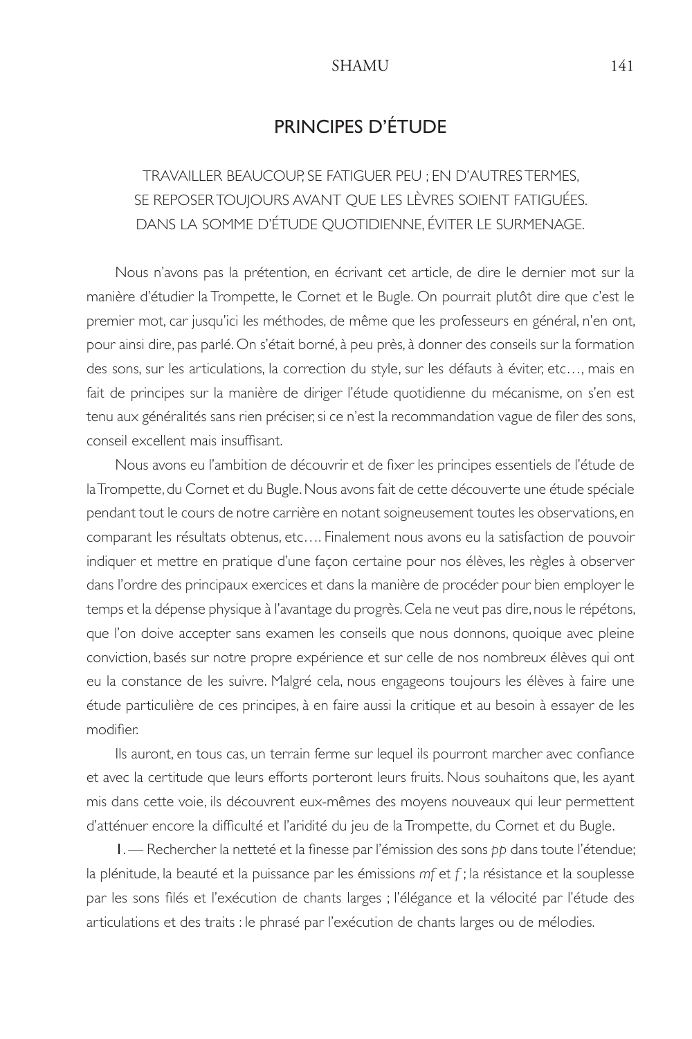## PRINCIPES D'ÉTUDE

TRAVAILLER BEAUCOUP, SE FATIGUER PEU ; EN D'AUTRES TERMES, SE REPOSER TOUJOURS AVANT QUE LES LÈVRES SOIENT FATIGUÉES. DANS LA SOMME D'ÉTUDE QUOTIDIENNE, ÉVITER LE SURMENAGE.

Nous n'avons pas la prétention, en écrivant cet article, de dire le dernier mot sur la manière d'étudier la Trompette, le Cornet et le Bugle. On pourrait plutôt dire que c'est le premier mot, car jusqu'ici les méthodes, de même que les professeurs en général, n'en ont, pour ainsi dire, pas parlé. On s'était borné, à peu près, à donner des conseils sur la formation des sons, sur les articulations, la correction du style, sur les défauts à éviter, etc…, mais en fait de principes sur la manière de diriger l'étude quotidienne du mécanisme, on s'en est tenu aux généralités sans rien préciser, si ce n'est la recommandation vague de filer des sons, conseil excellent mais insuffisant.

Nous avons eu l'ambition de découvrir et de fixer les principes essentiels de l'étude de la Trompette, du Cornet et du Bugle. Nous avons fait de cette découverte une étude spéciale pendant tout le cours de notre carrière en notant soigneusement toutes les observations, en comparant les résultats obtenus, etc…. Finalement nous avons eu la satisfaction de pouvoir indiquer et mettre en pratique d'une façon certaine pour nos élèves, les règles à observer dans l'ordre des principaux exercices et dans la manière de procéder pour bien employer le temps et la dépense physique à l'avantage du progrès. Cela ne veut pas dire, nous le répétons, que l'on doive accepter sans examen les conseils que nous donnons, quoique avec pleine conviction, basés sur notre propre expérience et sur celle de nos nombreux élèves qui ont eu la constance de les suivre. Malgré cela, nous engageons toujours les élèves à faire une étude particulière de ces principes, à en faire aussi la critique et au besoin à essayer de les modifier.

Ils auront, en tous cas, un terrain ferme sur lequel ils pourront marcher avec confiance et avec la certitude que leurs efforts porteront leurs fruits. Nous souhaitons que, les ayant mis dans cette voie, ils découvrent eux-mêmes des moyens nouveaux qui leur permettent d'atténuer encore la difficulté et l'aridité du jeu de la Trompette, du Cornet et du Bugle.

1. — Rechercher la netteté et la finesse par l'émission des sons *pp* dans toute l'étendue; la plénitude, la beauté et la puissance par les émissions *mf* et *f* ; la résistance et la souplesse par les sons filés et l'exécution de chants larges ; l'élégance et la vélocité par l'étude des articulations et des traits : le phrasé par l'exécution de chants larges ou de mélodies.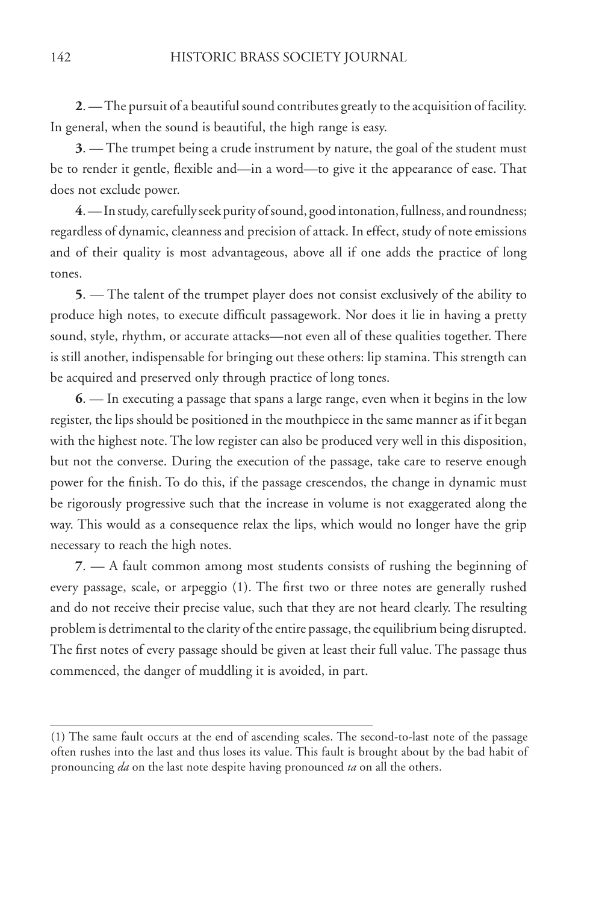**2**. — The pursuit of a beautiful sound contributes greatly to the acquisition of facility. In general, when the sound is beautiful, the high range is easy.

**3**. — The trumpet being a crude instrument by nature, the goal of the student must be to render it gentle, flexible and—in a word—to give it the appearance of ease. That does not exclude power.

**4**. — In study, carefully seek purity of sound, good intonation, fullness, and roundness; regardless of dynamic, cleanness and precision of attack. In effect, study of note emissions and of their quality is most advantageous, above all if one adds the practice of long tones.

**5**. — The talent of the trumpet player does not consist exclusively of the ability to produce high notes, to execute difficult passagework. Nor does it lie in having a pretty sound, style, rhythm, or accurate attacks—not even all of these qualities together. There is still another, indispensable for bringing out these others: lip stamina. This strength can be acquired and preserved only through practice of long tones.

**6**. — In executing a passage that spans a large range, even when it begins in the low register, the lips should be positioned in the mouthpiece in the same manner as if it began with the highest note. The low register can also be produced very well in this disposition, but not the converse. During the execution of the passage, take care to reserve enough power for the finish. To do this, if the passage crescendos, the change in dynamic must be rigorously progressive such that the increase in volume is not exaggerated along the way. This would as a consequence relax the lips, which would no longer have the grip necessary to reach the high notes.

**7**. — A fault common among most students consists of rushing the beginning of every passage, scale, or arpeggio (1). The first two or three notes are generally rushed and do not receive their precise value, such that they are not heard clearly. The resulting problem is detrimental to the clarity of the entire passage, the equilibrium being disrupted. The first notes of every passage should be given at least their full value. The passage thus commenced, the danger of muddling it is avoided, in part.

---

(1) The same fault occurs at the end of ascending scales. The second-to-last note of the passage often rushes into the last and thus loses its value. This fault is brought about by the bad habit of pronouncing *da* on the last note despite having pronounced *ta* on all the others.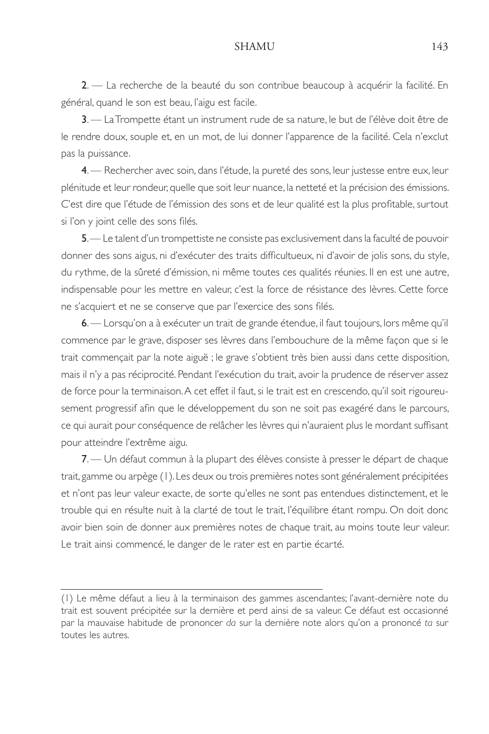**2**. — La recherche de la beauté du son contribue beaucoup à acquérir la facilité. En général, quand le son est beau, l'aigu est facile.

**3**. — La Trompette étant un instrument rude de sa nature, le but de l'élève doit être de le rendre doux, souple et, en un mot, de lui donner l'apparence de la facilité. Cela n'exclut pas la puissance.

**4**. — Rechercher avec soin, dans l'étude, la pureté des sons, leur justesse entre eux, leur plénitude et leur rondeur, quelle que soit leur nuance, la netteté et la précision des émissions. C'est dire que l'étude de l'émission des sons et de leur qualité est la plus profitable, surtout si l'on y joint celle des sons filés.

**5**. — Le talent d'un trompettiste ne consiste pas exclusivement dans la faculté de pouvoir donner des sons aigus, ni d'exécuter des traits difficultueux, ni d'avoir de jolis sons, du style, du rythme, de la sûreté d'émission, ni même toutes ces qualités réunies. Il en est une autre, indispensable pour les mettre en valeur, c'est la force de résistance des lèvres. Cette force ne s'acquiert et ne se conserve que par l'exercice des sons filés.

**6**. — Lorsqu'on a à exécuter un trait de grande étendue, il faut toujours, lors même qu'il commence par le grave, disposer ses lèvres dans l'embouchure de la même façon que si le trait commençait par la note aiguë ; le grave s'obtient très bien aussi dans cette disposition, mais il n'y a pas réciprocité. Pendant l'exécution du trait, avoir la prudence de réserver assez de force pour la terminaison. A cet effet il faut, si le trait est en crescendo, qu'il soit rigoureusement progressif afin que le développement du son ne soit pas exagéré dans le parcours, ce qui aurait pour conséquence de relâcher les lèvres qui n'auraient plus le mordant suffisant pour atteindre l'extrême aigu.

**7**. — Un défaut commun à la plupart des élèves consiste à presser le départ de chaque trait, gamme ou arpège (1). Les deux ou trois premières notes sont généralement précipitées et n'ont pas leur valeur exacte, de sorte qu'elles ne sont pas entendues distinctement, et le trouble qui en résulte nuit à la clarté de tout le trait, l'équilibre étant rompu. On doit donc avoir bien soin de donner aux premières notes de chaque trait, au moins toute leur valeur. Le trait ainsi commencé, le danger de le rater est en partie écarté.

---

(1) Le même défaut a lieu à la terminaison des gammes ascendantes; l'avant-dernière note du trait est souvent précipitée sur la dernière et perd ainsi de sa valeur. Ce défaut est occasionné par la mauvaise habitude de prononcer *da* sur la dernière note alors qu'on a prononcé *ta* sur toutes les autres.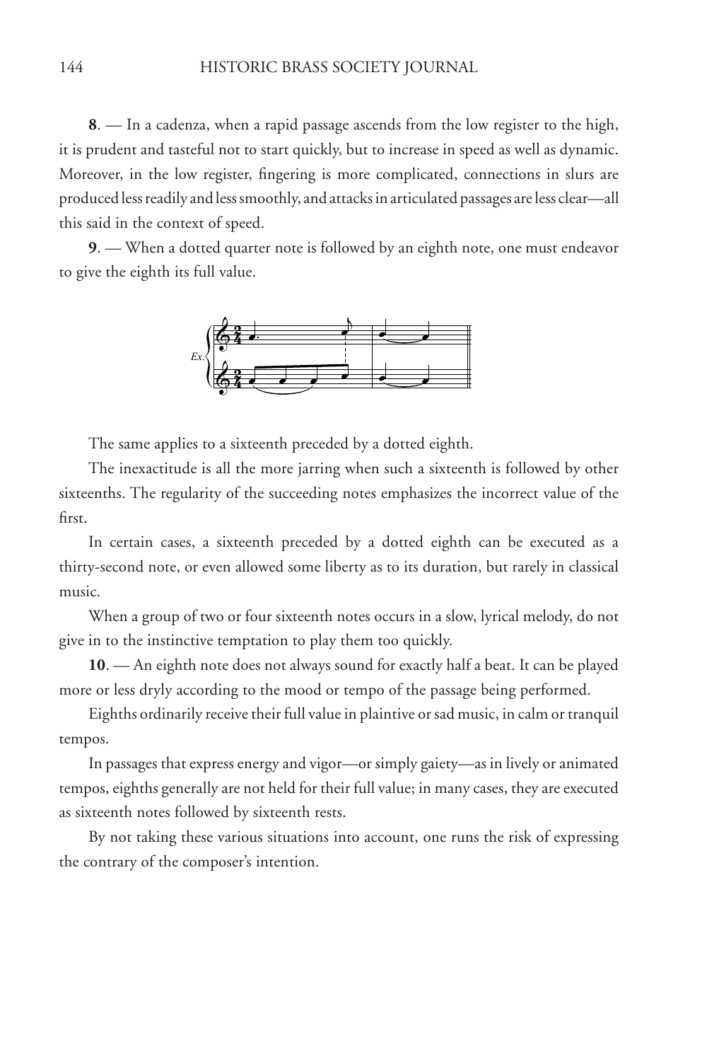**8**. — In a cadenza, when a rapid passage ascends from the low register to the high, it is prudent and tasteful not to start quickly, but to increase in speed as well as dynamic. Moreover, in the low register, fingering is more complicated, connections in slurs are produced less readily and less smoothly, and attacks in articulated passages are less clear—all this said in the context of speed.

**9**. — When a dotted quarter note is followed by an eighth note, one must endeavor to give the eighth its full value.

*Ex.*

The same applies to a sixteenth preceded by a dotted eighth.

The inexactitude is all the more jarring when such a sixteenth is followed by other sixteenths. The regularity of the succeeding notes emphasizes the incorrect value of the first.

In certain cases, a sixteenth preceded by a dotted eighth can be executed as a thirty-second note, or even allowed some liberty as to its duration, but rarely in classical music.

When a group of two or four sixteenth notes occurs in a slow, lyrical melody, do not give in to the instinctive temptation to play them too quickly.

**10**. — An eighth note does not always sound for exactly half a beat. It can be played more or less dryly according to the mood or tempo of the passage being performed.

Eighths ordinarily receive their full value in plaintive or sad music, in calm or tranquil tempos.

In passages that express energy and vigor—or simply gaiety—as in lively or animated tempos, eighths generally are not held for their full value; in many cases, they are executed as sixteenth notes followed by sixteenth rests.

By not taking these various situations into account, one runs the risk of expressing the contrary of the composer's intention.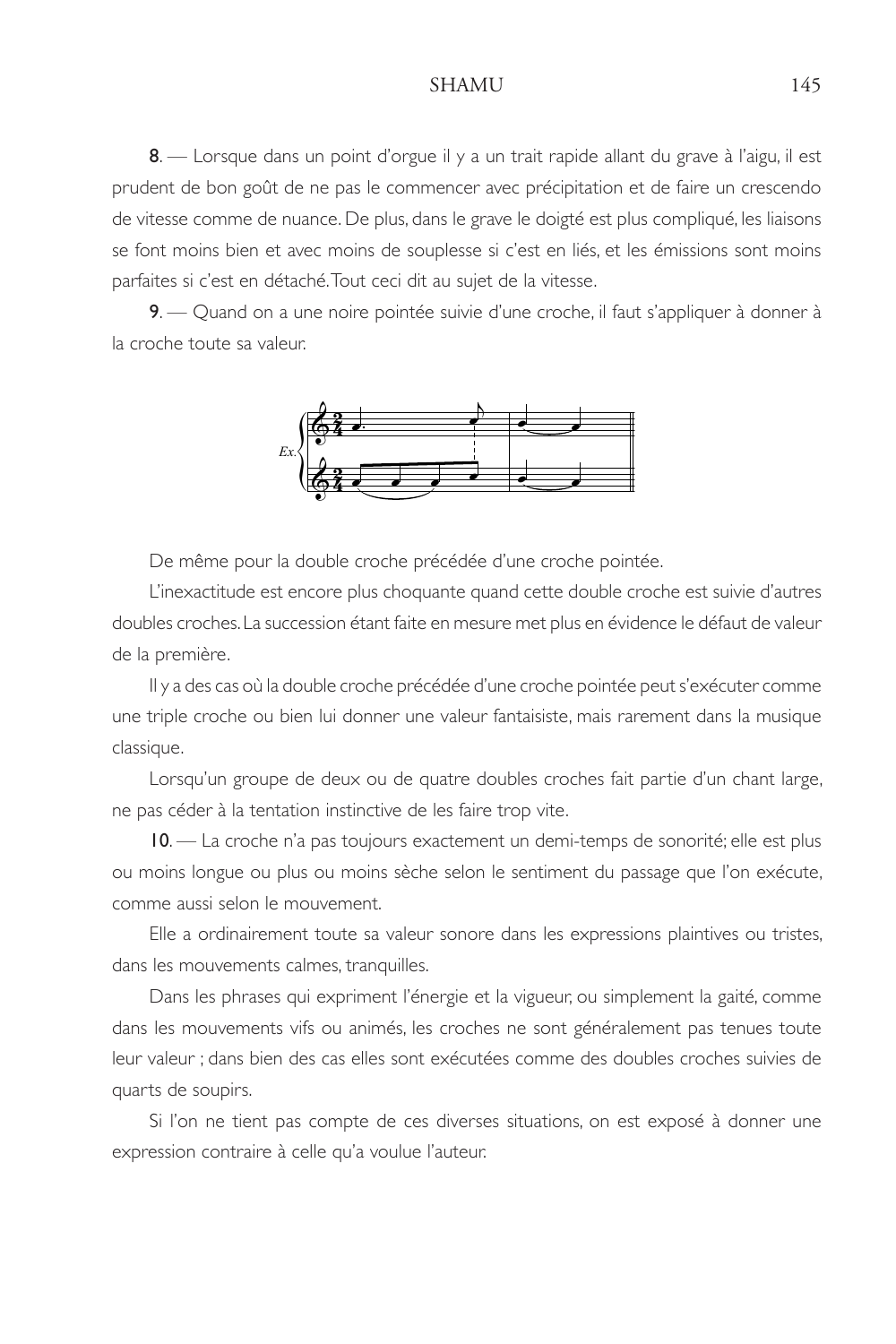**8**. — Lorsque dans un point d'orgue il y a un trait rapide allant du grave à l'aigu, il est prudent de bon goût de ne pas le commencer avec précipitation et de faire un crescendo de vitesse comme de nuance. De plus, dans le grave le doigté est plus compliqué, les liaisons se font moins bien et avec moins de souplesse si c'est en liés, et les émissions sont moins parfaites si c'est en détaché. Tout ceci dit au sujet de la vitesse.

**9**. — Quand on a une noire pointée suivie d'une croche, il faut s'appliquer à donner à la croche toute sa valeur.

*Ex.*

De même pour la double croche précédée d'une croche pointée.

L'inexactitude est encore plus choquante quand cette double croche est suivie d'autres doubles croches. La succession étant faite en mesure met plus en évidence le défaut de valeur de la première.

Il y a des cas où la double croche précédée d'une croche pointée peut s'exécuter comme une triple croche ou bien lui donner une valeur fantaisiste, mais rarement dans la musique classique.

Lorsqu'un groupe de deux ou de quatre doubles croches fait partie d'un chant large, ne pas céder à la tentation instinctive de les faire trop vite.

**10**. — La croche n'a pas toujours exactement un demi-temps de sonorité; elle est plus ou moins longue ou plus ou moins sèche selon le sentiment du passage que l'on exécute, comme aussi selon le mouvement.

Elle a ordinairement toute sa valeur sonore dans les expressions plaintives ou tristes, dans les mouvements calmes, tranquilles.

Dans les phrases qui expriment l'énergie et la vigueur, ou simplement la gaité, comme dans les mouvements vifs ou animés, les croches ne sont généralement pas tenues toute leur valeur ; dans bien des cas elles sont exécutées comme des doubles croches suivies de quarts de soupirs.

Si l'on ne tient pas compte de ces diverses situations, on est exposé à donner une expression contraire à celle qu'a voulue l'auteur.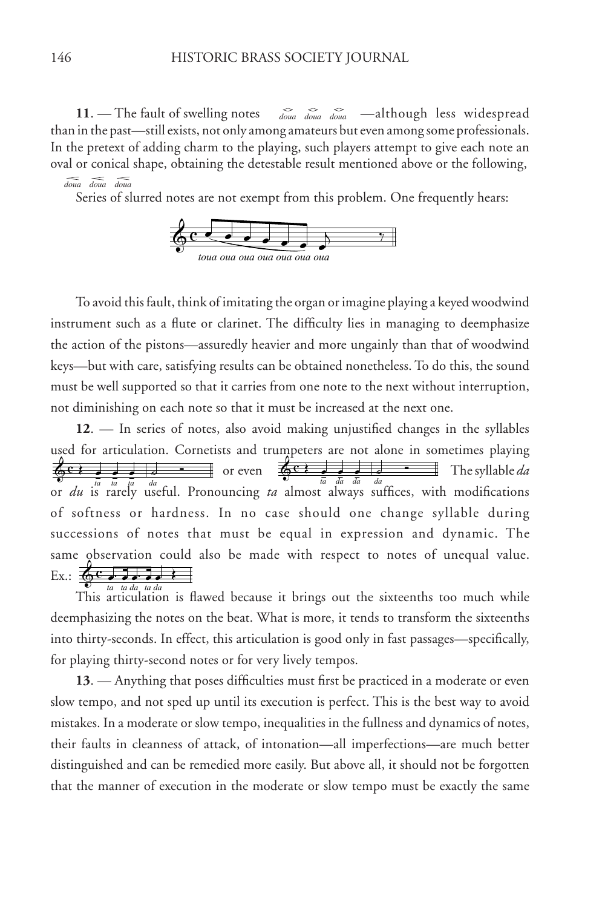**11**. — The fault of swelling notes *doua doua doua* —although less widespread than in the past—still exists, not only among amateurs but even among some professionals. In the pretext of adding charm to the playing, such players attempt to give each note an oval or conical shape, obtaining the detestable result mentioned above or the following, *doua doua doua*

Series of slurred notes are not exempt from this problem. One frequently hears:

*toua oua oua oua oua oua oua*

To avoid this fault, think of imitating the organ or imagine playing a keyed woodwind instrument such as a flute or clarinet. The difficulty lies in managing to deemphasize the action of the pistons—assuredly heavier and more ungainly than that of woodwind keys—but with care, satisfying results can be obtained nonetheless. To do this, the sound must be well supported so that it carries from one note to the next without interruption, not diminishing on each note so that it must be increased at the next one.

**12**. — In series of notes, also avoid making unjustified changes in the syllables used for articulation. Cornetists and trumpeters are not alone in sometimes playing *ta ta ta da* or even *ta da da da* The syllable *da* or *du* is rarely useful. Pronouncing *ta* almost always suffices, with modifications of softness or hardness. In no case should one change syllable during successions of notes that must be equal in expression and dynamic. The same observation could also be made with respect to notes of unequal value. Ex.: *ta ta da ta da*

This articulation is flawed because it brings out the sixteenths too much while deemphasizing the notes on the beat. What is more, it tends to transform the sixteenths into thirty-seconds. In effect, this articulation is good only in fast passages—specifically, for playing thirty-second notes or for very lively tempos.

**13**. — Anything that poses difficulties must first be practiced in a moderate or even slow tempo, and not sped up until its execution is perfect. This is the best way to avoid mistakes. In a moderate or slow tempo, inequalities in the fullness and dynamics of notes, their faults in cleanness of attack, of intonation—all imperfections—are much better distinguished and can be remedied more easily. But above all, it should not be forgotten that the manner of execution in the moderate or slow tempo must be exactly the same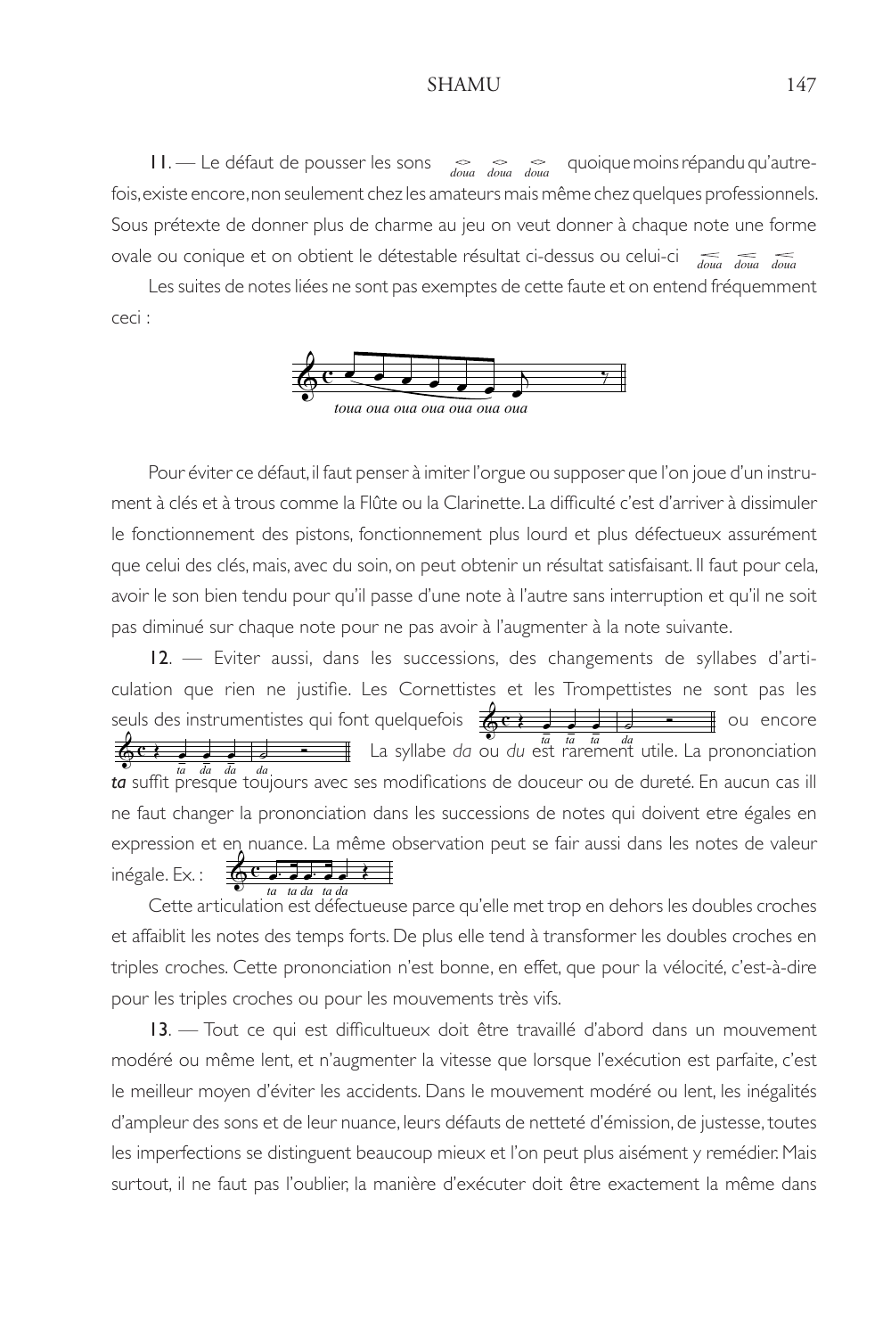11. — Le défaut de pousser les sons *doua doua doua* quoique moins répandu qu'autrefois, existe encore, non seulement chez les amateurs mais même chez quelques professionnels. Sous prétexte de donner plus de charme au jeu on veut donner à chaque note une forme ovale ou conique et on obtient le détestable résultat ci-dessus ou celui-ci *doua doua doua*

Les suites de notes liées ne sont pas exemptes de cette faute et on entend fréquemment ceci :

*toua oua oua oua oua oua oua*

Pour éviter ce défaut, il faut penser à imiter l'orgue ou supposer que l'on joue d'un instrument à clés et à trous comme la Flûte ou la Clarinette. La difficulté c'est d'arriver à dissimuler le fonctionnement des pistons, fonctionnement plus lourd et plus défectueux assurément que celui des clés, mais, avec du soin, on peut obtenir un résultat satisfaisant. Il faut pour cela, avoir le son bien tendu pour qu'il passe d'une note à l'autre sans interruption et qu'il ne soit pas diminué sur chaque note pour ne pas avoir à l'augmenter à la note suivante.

12. — Eviter aussi, dans les successions, des changements de syllabes d'articulation que rien ne justifie. Les Cornettistes et les Trompettistes ne sont pas les seuls des instrumentistes qui font quelquefois *ta ta ta da* ou encore *ta da da da*. La syllabe *da* ou *du* est rarement utile. La prononciation ***ta*** suffit presque toujours avec ses modifications de douceur ou de dureté. En aucun cas ill ne faut changer la prononciation dans les successions de notes qui doivent etre égales en expression et en nuance. La même observation peut se fair aussi dans les notes de valeur inégale. Ex. : *ta ta da ta da*

Cette articulation est défectueuse parce qu'elle met trop en dehors les doubles croches et affaiblit les notes des temps forts. De plus elle tend à transformer les doubles croches en triples croches. Cette prononciation n'est bonne, en effet, que pour la vélocité, c'est-à-dire pour les triples croches ou pour les mouvements très vifs.

13. — Tout ce qui est difficultueux doit être travaillé d'abord dans un mouvement modéré ou même lent, et n'augmenter la vitesse que lorsque l'exécution est parfaite, c'est le meilleur moyen d'éviter les accidents. Dans le mouvement modéré ou lent, les inégalités d'ampleur des sons et de leur nuance, leurs défauts de netteté d'émission, de justesse, toutes les imperfections se distinguent beaucoup mieux et l'on peut plus aisément y remédier. Mais surtout, il ne faut pas l'oublier, la manière d'exécuter doit être exactement la même dans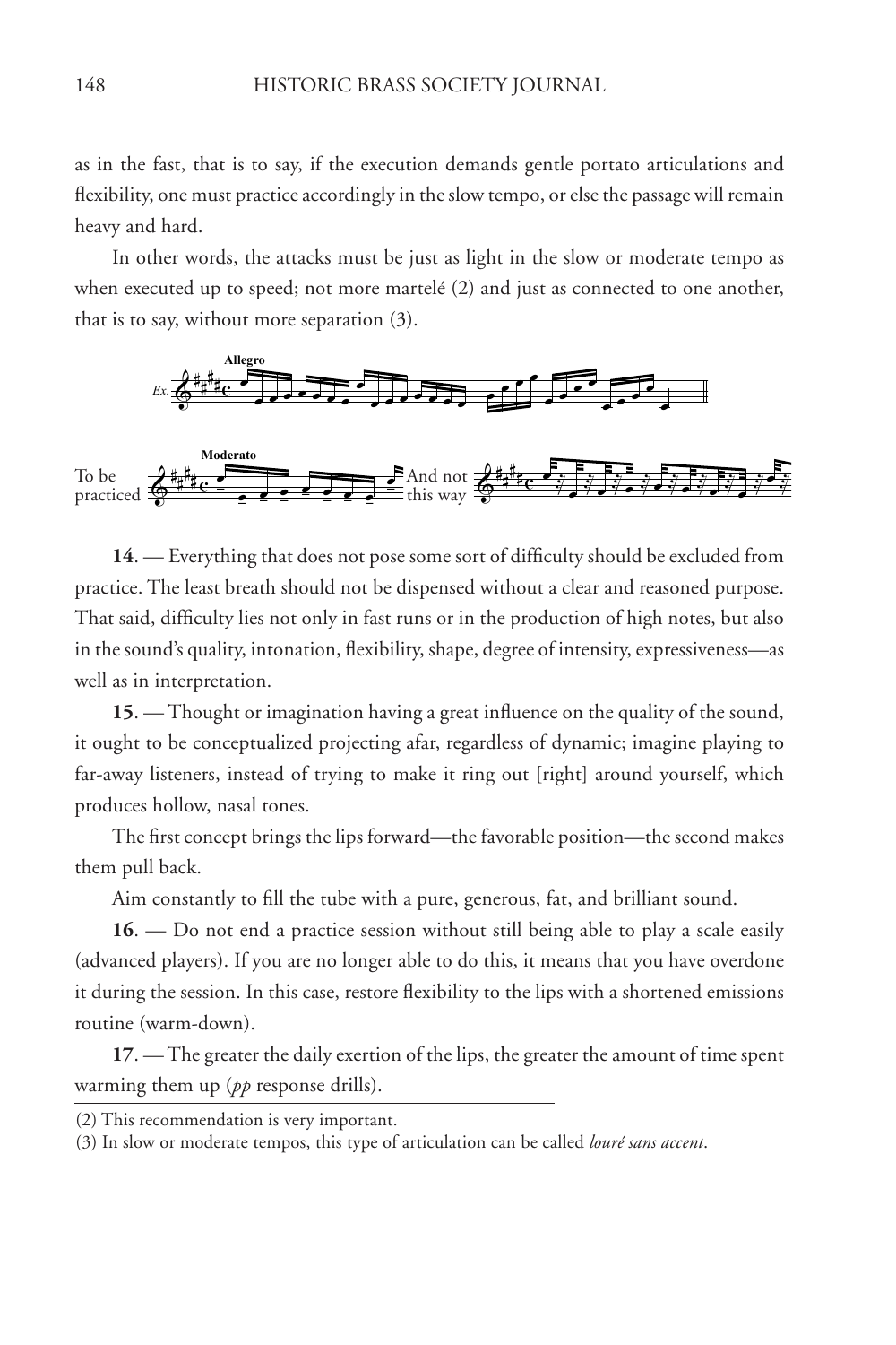as in the fast, that is to say, if the execution demands gentle portato articulations and flexibility, one must practice accordingly in the slow tempo, or else the passage will remain heavy and hard.

In other words, the attacks must be just as light in the slow or moderate tempo as when executed up to speed; not more martelé (2) and just as connected to one another, that is to say, without more separation (3).

**14**. — Everything that does not pose some sort of difficulty should be excluded from practice. The least breath should not be dispensed without a clear and reasoned purpose. That said, difficulty lies not only in fast runs or in the production of high notes, but also in the sound's quality, intonation, flexibility, shape, degree of intensity, expressiveness—as well as in interpretation.

**15**. — Thought or imagination having a great influence on the quality of the sound, it ought to be conceptualized projecting afar, regardless of dynamic; imagine playing to far-away listeners, instead of trying to make it ring out [right] around yourself, which produces hollow, nasal tones.

The first concept brings the lips forward—the favorable position—the second makes them pull back.

Aim constantly to fill the tube with a pure, generous, fat, and brilliant sound.

**16**. — Do not end a practice session without still being able to play a scale easily (advanced players). If you are no longer able to do this, it means that you have overdone it during the session. In this case, restore flexibility to the lips with a shortened emissions routine (warm-down).

**17**. — The greater the daily exertion of the lips, the greater the amount of time spent warming them up (*pp* response drills).

---

(2) This recommendation is very important.

(3) In slow or moderate tempos, this type of articulation can be called *louré sans accent*.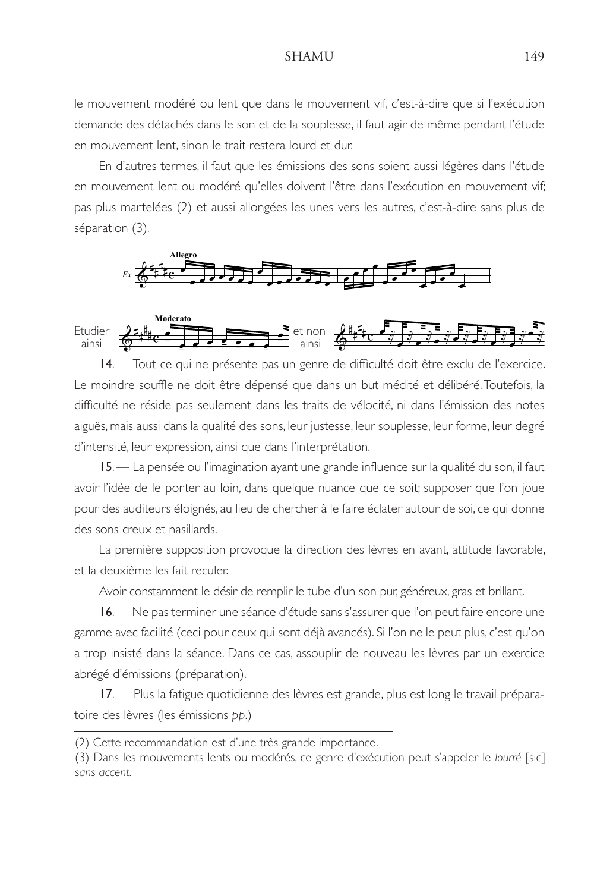le mouvement modéré ou lent que dans le mouvement vif, c'est-à-dire que si l'exécution demande des détachés dans le son et de la souplesse, il faut agir de même pendant l'étude en mouvement lent, sinon le trait restera lourd et dur.

En d'autres termes, il faut que les émissions des sons soient aussi légères dans l'étude en mouvement lent ou modéré qu'elles doivent l'être dans l'exécution en mouvement vif; pas plus martelées (2) et aussi allongées les unes vers les autres, c'est-à-dire sans plus de séparation (3).

Ex. Allegro

Etudier ainsi — Moderato — et non ainsi

14. — Tout ce qui ne présente pas un genre de difficulté doit être exclu de l'exercice. Le moindre souffle ne doit être dépensé que dans un but médité et délibéré. Toutefois, la difficulté ne réside pas seulement dans les traits de vélocité, ni dans l'émission des notes aiguës, mais aussi dans la qualité des sons, leur justesse, leur souplesse, leur forme, leur degré d'intensité, leur expression, ainsi que dans l'interprétation.

15. — La pensée ou l'imagination ayant une grande influence sur la qualité du son, il faut avoir l'idée de le porter au loin, dans quelque nuance que ce soit; supposer que l'on joue pour des auditeurs éloignés, au lieu de chercher à le faire éclater autour de soi, ce qui donne des sons creux et nasillards.

La première supposition provoque la direction des lèvres en avant, attitude favorable, et la deuxième les fait reculer.

Avoir constamment le désir de remplir le tube d'un son pur, généreux, gras et brillant.

16. — Ne pas terminer une séance d'étude sans s'assurer que l'on peut faire encore une gamme avec facilité (ceci pour ceux qui sont déjà avancés). Si l'on ne le peut plus, c'est qu'on a trop insisté dans la séance. Dans ce cas, assouplir de nouveau les lèvres par un exercice abrégé d'émissions (préparation).

17. — Plus la fatigue quotidienne des lèvres est grande, plus est long le travail préparatoire des lèvres (les émissions *pp*.)

---

(2) Cette recommandation est d'une très grande importance.

(3) Dans les mouvements lents ou modérés, ce genre d'exécution peut s'appeler le *lourré* [sic] *sans accent.*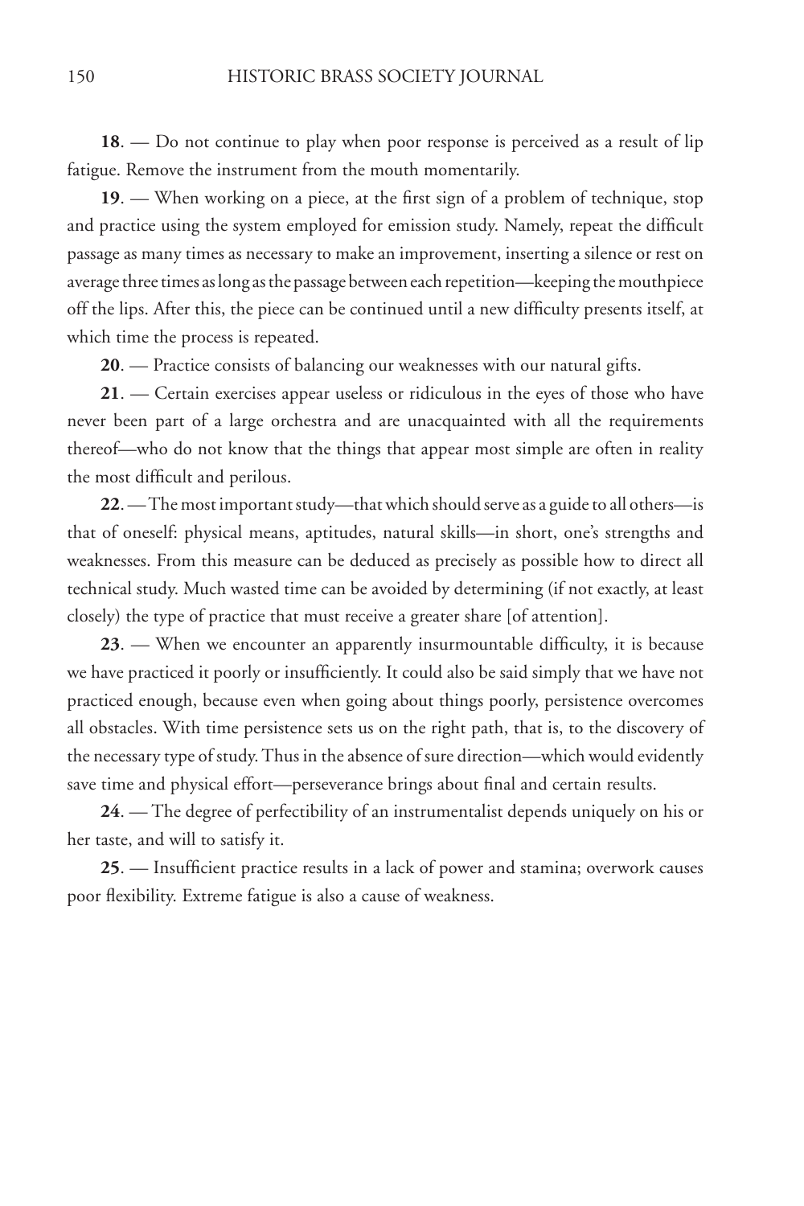**18**. — Do not continue to play when poor response is perceived as a result of lip fatigue. Remove the instrument from the mouth momentarily.

**19**. — When working on a piece, at the first sign of a problem of technique, stop and practice using the system employed for emission study. Namely, repeat the difficult passage as many times as necessary to make an improvement, inserting a silence or rest on average three times as long as the passage between each repetition—keeping the mouthpiece off the lips. After this, the piece can be continued until a new difficulty presents itself, at which time the process is repeated.

**20**. — Practice consists of balancing our weaknesses with our natural gifts.

**21**. — Certain exercises appear useless or ridiculous in the eyes of those who have never been part of a large orchestra and are unacquainted with all the requirements thereof—who do not know that the things that appear most simple are often in reality the most difficult and perilous.

**22**. — The most important study—that which should serve as a guide to all others—is that of oneself: physical means, aptitudes, natural skills—in short, one's strengths and weaknesses. From this measure can be deduced as precisely as possible how to direct all technical study. Much wasted time can be avoided by determining (if not exactly, at least closely) the type of practice that must receive a greater share [of attention].

**23**. — When we encounter an apparently insurmountable difficulty, it is because we have practiced it poorly or insufficiently. It could also be said simply that we have not practiced enough, because even when going about things poorly, persistence overcomes all obstacles. With time persistence sets us on the right path, that is, to the discovery of the necessary type of study. Thus in the absence of sure direction—which would evidently save time and physical effort—perseverance brings about final and certain results.

**24**. — The degree of perfectibility of an instrumentalist depends uniquely on his or her taste, and will to satisfy it.

**25**. — Insufficient practice results in a lack of power and stamina; overwork causes poor flexibility. Extreme fatigue is also a cause of weakness.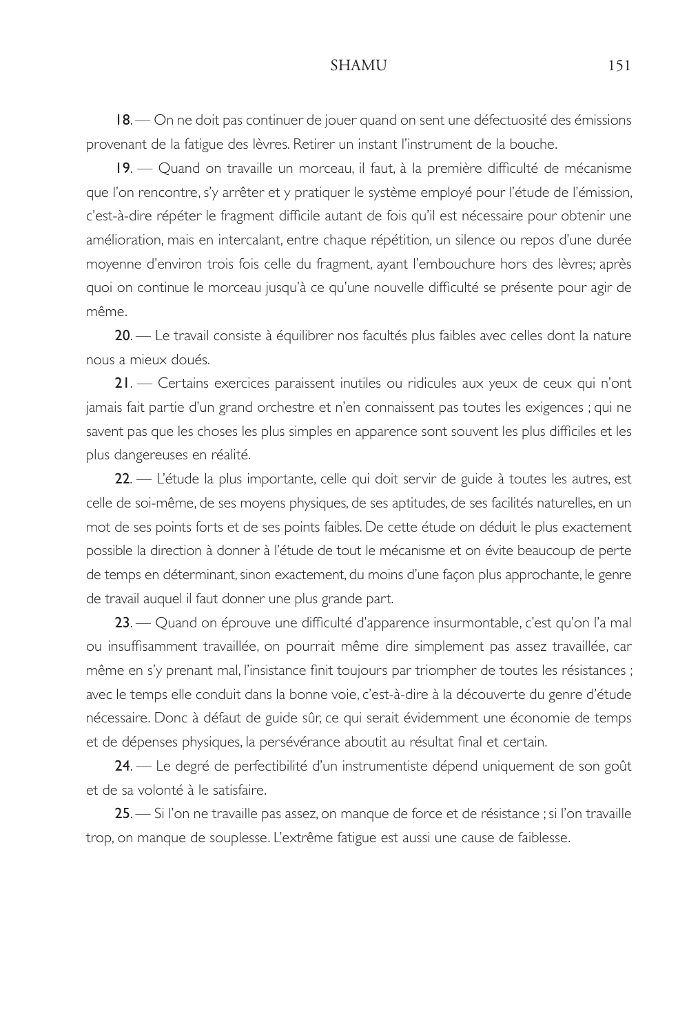**18**. — On ne doit pas continuer de jouer quand on sent une défectuosité des émissions provenant de la fatigue des lèvres. Retirer un instant l'instrument de la bouche.

**19**. — Quand on travaille un morceau, il faut, à la première difficulté de mécanisme que l'on rencontre, s'y arrêter et y pratiquer le système employé pour l'étude de l'émission, c'est-à-dire répéter le fragment difficile autant de fois qu'il est nécessaire pour obtenir une amélioration, mais en intercalant, entre chaque répétition, un silence ou repos d'une durée moyenne d'environ trois fois celle du fragment, ayant l'embouchure hors des lèvres; après quoi on continue le morceau jusqu'à ce qu'une nouvelle difficulté se présente pour agir de même.

**20**. — Le travail consiste à équilibrer nos facultés plus faibles avec celles dont la nature nous a mieux doués.

**21**. — Certains exercices paraissent inutiles ou ridicules aux yeux de ceux qui n'ont jamais fait partie d'un grand orchestre et n'en connaissent pas toutes les exigences ; qui ne savent pas que les choses les plus simples en apparence sont souvent les plus difficiles et les plus dangereuses en réalité.

**22**. — L'étude la plus importante, celle qui doit servir de guide à toutes les autres, est celle de soi-même, de ses moyens physiques, de ses aptitudes, de ses facilités naturelles, en un mot de ses points forts et de ses points faibles. De cette étude on déduit le plus exactement possible la direction à donner à l'étude de tout le mécanisme et on évite beaucoup de perte de temps en déterminant, sinon exactement, du moins d'une façon plus approchante, le genre de travail auquel il faut donner une plus grande part.

**23**. — Quand on éprouve une difficulté d'apparence insurmontable, c'est qu'on l'a mal ou insuffisamment travaillée, on pourrait même dire simplement pas assez travaillée, car même en s'y prenant mal, l'insistance finit toujours par triompher de toutes les résistances ; avec le temps elle conduit dans la bonne voie, c'est-à-dire à la découverte du genre d'étude nécessaire. Donc à défaut de guide sûr, ce qui serait évidemment une économie de temps et de dépenses physiques, la persévérance aboutit au résultat final et certain.

**24**. — Le degré de perfectibilité d'un instrumentiste dépend uniquement de son goût et de sa volonté à le satisfaire.

**25**. — Si l'on ne travaille pas assez, on manque de force et de résistance ; si l'on travaille trop, on manque de souplesse. L'extrême fatigue est aussi une cause de faiblesse.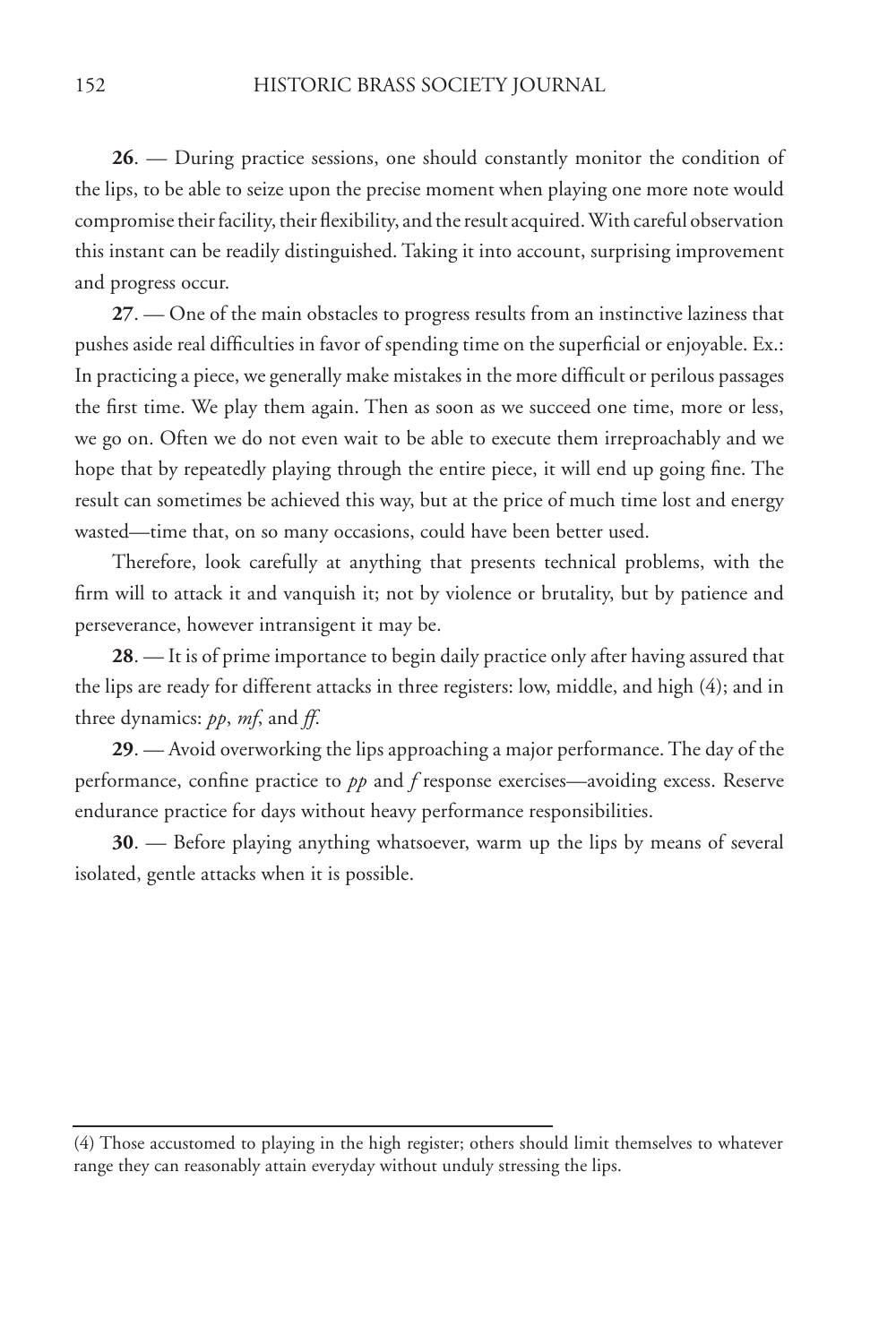**26**. — During practice sessions, one should constantly monitor the condition of the lips, to be able to seize upon the precise moment when playing one more note would compromise their facility, their flexibility, and the result acquired. With careful observation this instant can be readily distinguished. Taking it into account, surprising improvement and progress occur.

**27**. — One of the main obstacles to progress results from an instinctive laziness that pushes aside real difficulties in favor of spending time on the superficial or enjoyable. Ex.: In practicing a piece, we generally make mistakes in the more difficult or perilous passages the first time. We play them again. Then as soon as we succeed one time, more or less, we go on. Often we do not even wait to be able to execute them irreproachably and we hope that by repeatedly playing through the entire piece, it will end up going fine. The result can sometimes be achieved this way, but at the price of much time lost and energy wasted—time that, on so many occasions, could have been better used.

Therefore, look carefully at anything that presents technical problems, with the firm will to attack it and vanquish it; not by violence or brutality, but by patience and perseverance, however intransigent it may be.

**28**. — It is of prime importance to begin daily practice only after having assured that the lips are ready for different attacks in three registers: low, middle, and high (4); and in three dynamics: *pp*, *mf*, and *ff*.

**29**. — Avoid overworking the lips approaching a major performance. The day of the performance, confine practice to *pp* and *f* response exercises—avoiding excess. Reserve endurance practice for days without heavy performance responsibilities.

**30**. — Before playing anything whatsoever, warm up the lips by means of several isolated, gentle attacks when it is possible.

---

(4) Those accustomed to playing in the high register; others should limit themselves to whatever range they can reasonably attain everyday without unduly stressing the lips.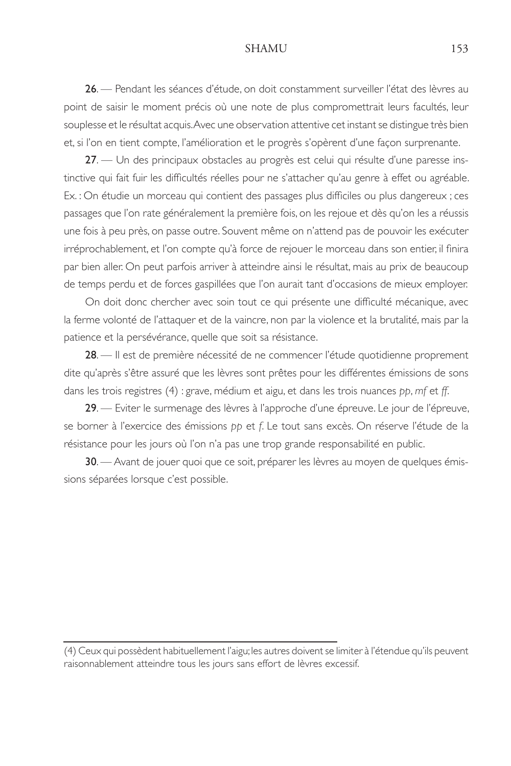**26**. — Pendant les séances d'étude, on doit constamment surveiller l'état des lèvres au point de saisir le moment précis où une note de plus compromettrait leurs facultés, leur souplesse et le résultat acquis. Avec une observation attentive cet instant se distingue très bien et, si l'on en tient compte, l'amélioration et le progrès s'opèrent d'une façon surprenante.

**27**. — Un des principaux obstacles au progrès est celui qui résulte d'une paresse instinctive qui fait fuir les difficultés réelles pour ne s'attacher qu'au genre à effet ou agréable. Ex. : On étudie un morceau qui contient des passages plus difficiles ou plus dangereux ; ces passages que l'on rate généralement la première fois, on les rejoue et dès qu'on les a réussis une fois à peu près, on passe outre. Souvent même on n'attend pas de pouvoir les exécuter irréprochablement, et l'on compte qu'à force de rejouer le morceau dans son entier, il finira par bien aller. On peut parfois arriver à atteindre ainsi le résultat, mais au prix de beaucoup de temps perdu et de forces gaspillées que l'on aurait tant d'occasions de mieux employer.

On doit donc chercher avec soin tout ce qui présente une difficulté mécanique, avec la ferme volonté de l'attaquer et de la vaincre, non par la violence et la brutalité, mais par la patience et la persévérance, quelle que soit sa résistance.

**28**. — Il est de première nécessité de ne commencer l'étude quotidienne proprement dite qu'après s'être assuré que les lèvres sont prêtes pour les différentes émissions de sons dans les trois registres (4) : grave, médium et aigu, et dans les trois nuances *pp*, *mf* et *ff*.

**29**. — Eviter le surmenage des lèvres à l'approche d'une épreuve. Le jour de l'épreuve, se borner à l'exercice des émissions *pp* et *f*. Le tout sans excès. On réserve l'étude de la résistance pour les jours où l'on n'a pas une trop grande responsabilité en public.

**30**. — Avant de jouer quoi que ce soit, préparer les lèvres au moyen de quelques émissions séparées lorsque c'est possible.

---

(4) Ceux qui possèdent habituellement l'aigu; les autres doivent se limiter à l'étendue qu'ils peuvent raisonnablement atteindre tous les jours sans effort de lèvres excessif.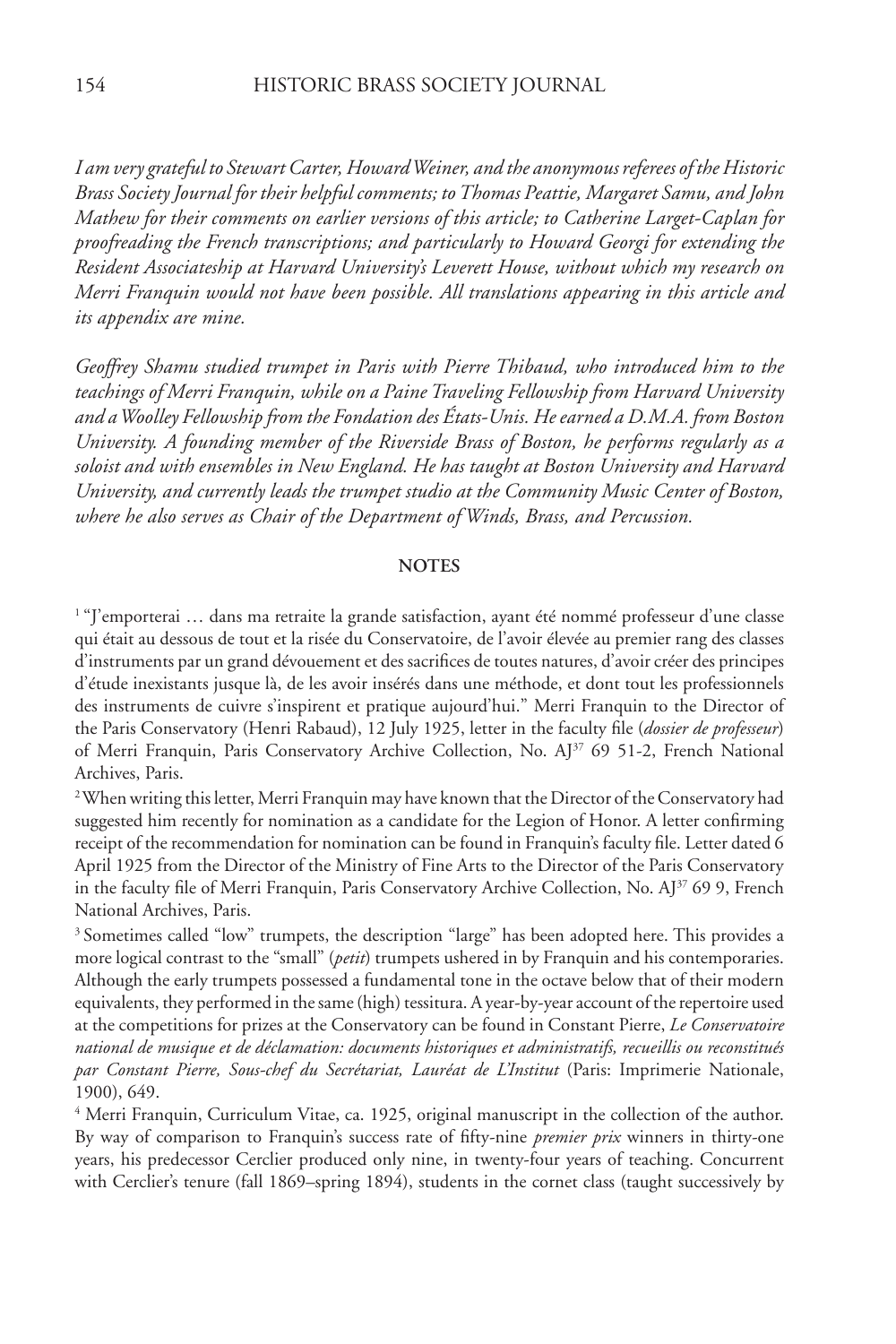*I am very grateful to Stewart Carter, Howard Weiner, and the anonymous referees of the Historic Brass Society Journal for their helpful comments; to Thomas Peattie, Margaret Samu, and John Mathew for their comments on earlier versions of this article; to Catherine Larget-Caplan for proofreading the French transcriptions; and particularly to Howard Georgi for extending the Resident Associateship at Harvard University's Leverett House, without which my research on Merri Franquin would not have been possible. All translations appearing in this article and its appendix are mine.*

*Geoffrey Shamu studied trumpet in Paris with Pierre Thibaud, who introduced him to the teachings of Merri Franquin, while on a Paine Traveling Fellowship from Harvard University and a Woolley Fellowship from the Fondation des États-Unis. He earned a D.M.A. from Boston University. A founding member of the Riverside Brass of Boston, he performs regularly as a soloist and with ensembles in New England. He has taught at Boston University and Harvard University, and currently leads the trumpet studio at the Community Music Center of Boston, where he also serves as Chair of the Department of Winds, Brass, and Percussion.*

## NOTES

[1] "J'emporterai … dans ma retraite la grande satisfaction, ayant été nommé professeur d'une classe qui était au dessous de tout et la risée du Conservatoire, de l'avoir élevée au premier rang des classes d'instruments par un grand dévouement et des sacrifices de toutes natures, d'avoir créer des principes d'étude inexistants jusque là, de les avoir insérés dans une méthode, et dont tout les professionnels des instruments de cuivre s'inspirent et pratique aujourd'hui." Merri Franquin to the Director of the Paris Conservatory (Henri Rabaud), 12 July 1925, letter in the faculty file (*dossier de professeur*) of Merri Franquin, Paris Conservatory Archive Collection, No. AJ[37] 69 51-2, French National Archives, Paris.

[2] When writing this letter, Merri Franquin may have known that the Director of the Conservatory had suggested him recently for nomination as a candidate for the Legion of Honor. A letter confirming receipt of the recommendation for nomination can be found in Franquin's faculty file. Letter dated 6 April 1925 from the Director of the Ministry of Fine Arts to the Director of the Paris Conservatory in the faculty file of Merri Franquin, Paris Conservatory Archive Collection, No. AJ[37] 69 9, French National Archives, Paris.

[3] Sometimes called "low" trumpets, the description "large" has been adopted here. This provides a more logical contrast to the "small" (*petit*) trumpets ushered in by Franquin and his contemporaries. Although the early trumpets possessed a fundamental tone in the octave below that of their modern equivalents, they performed in the same (high) tessitura. A year-by-year account of the repertoire used at the competitions for prizes at the Conservatory can be found in Constant Pierre, *Le Conservatoire national de musique et de déclamation: documents historiques et administratifs, recueillis ou reconstitués par Constant Pierre, Sous-chef du Secrétariat, Lauréat de L'Institut* (Paris: Imprimerie Nationale, 1900), 649.

[4] Merri Franquin, Curriculum Vitae, ca. 1925, original manuscript in the collection of the author. By way of comparison to Franquin's success rate of fifty-nine *premier prix* winners in thirty-one years, his predecessor Cerclier produced only nine, in twenty-four years of teaching. Concurrent with Cerclier's tenure (fall 1869–spring 1894), students in the cornet class (taught successively by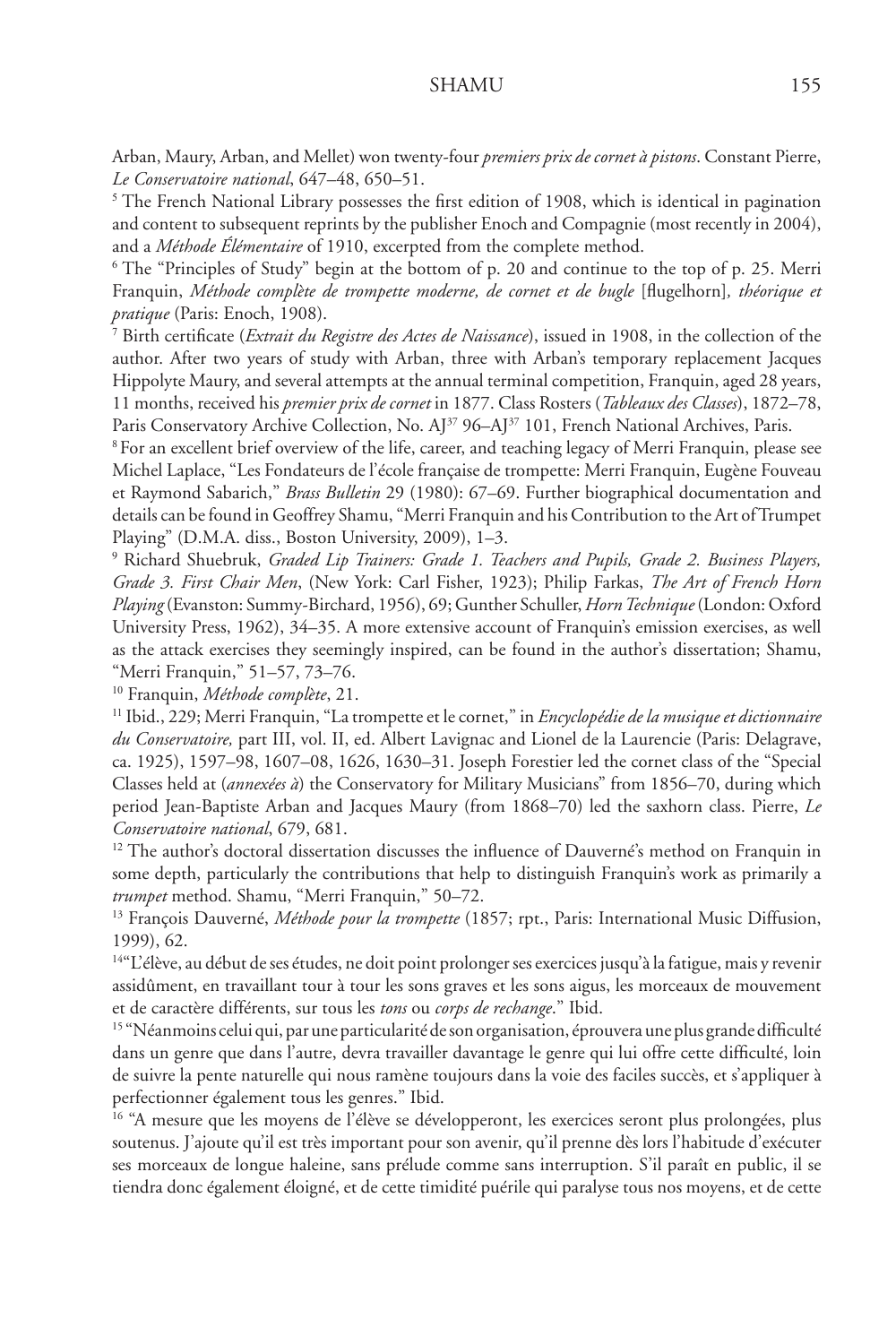Arban, Maury, Arban, and Mellet) won twenty-four *premiers prix de cornet à pistons*. Constant Pierre, *Le Conservatoire national*, 647–48, 650–51.

[5] The French National Library possesses the first edition of 1908, which is identical in pagination and content to subsequent reprints by the publisher Enoch and Compagnie (most recently in 2004), and a *Méthode Élémentaire* of 1910, excerpted from the complete method.

[6] The "Principles of Study" begin at the bottom of p. 20 and continue to the top of p. 25. Merri Franquin, *Méthode complète de trompette moderne, de cornet et de bugle* [flugelhorn]*, théorique et pratique* (Paris: Enoch, 1908).

[7] Birth certificate (*Extrait du Registre des Actes de Naissance*), issued in 1908, in the collection of the author. After two years of study with Arban, three with Arban's temporary replacement Jacques Hippolyte Maury, and several attempts at the annual terminal competition, Franquin, aged 28 years, 11 months, received his *premier prix de cornet* in 1877. Class Rosters (*Tableaux des Classes*), 1872–78, Paris Conservatory Archive Collection, No. AJ[37] 96–AJ[37] 101, French National Archives, Paris.

[8] For an excellent brief overview of the life, career, and teaching legacy of Merri Franquin, please see Michel Laplace, "Les Fondateurs de l'école française de trompette: Merri Franquin, Eugène Fouveau et Raymond Sabarich," *Brass Bulletin* 29 (1980): 67–69. Further biographical documentation and details can be found in Geoffrey Shamu, "Merri Franquin and his Contribution to the Art of Trumpet Playing" (D.M.A. diss., Boston University, 2009), 1–3.

[9] Richard Shuebruk, *Graded Lip Trainers: Grade 1. Teachers and Pupils, Grade 2. Business Players, Grade 3. First Chair Men*, (New York: Carl Fisher, 1923); Philip Farkas, *The Art of French Horn Playing* (Evanston: Summy-Birchard, 1956), 69; Gunther Schuller, *Horn Technique* (London: Oxford University Press, 1962), 34–35. A more extensive account of Franquin's emission exercises, as well as the attack exercises they seemingly inspired, can be found in the author's dissertation; Shamu, "Merri Franquin," 51–57, 73–76.

[10] Franquin, *Méthode complète*, 21.

[11] Ibid., 229; Merri Franquin, "La trompette et le cornet," in *Encyclopédie de la musique et dictionnaire du Conservatoire,* part III, vol. II, ed. Albert Lavignac and Lionel de la Laurencie (Paris: Delagrave, ca. 1925), 1597–98, 1607–08, 1626, 1630–31. Joseph Forestier led the cornet class of the "Special Classes held at (*annexées à*) the Conservatory for Military Musicians" from 1856–70, during which period Jean-Baptiste Arban and Jacques Maury (from 1868–70) led the saxhorn class. Pierre, *Le Conservatoire national*, 679, 681.

[12] The author's doctoral dissertation discusses the influence of Dauverné's method on Franquin in some depth, particularly the contributions that help to distinguish Franquin's work as primarily a *trumpet* method. Shamu, "Merri Franquin," 50–72.

[13] François Dauverné, *Méthode pour la trompette* (1857; rpt., Paris: International Music Diffusion, 1999), 62.

[14] "L'élève, au début de ses études, ne doit point prolonger ses exercices jusqu'à la fatigue, mais y revenir assidûment, en travaillant tour à tour les sons graves et les sons aigus, les morceaux de mouvement et de caractère différents, sur tous les *tons* ou *corps de rechange*." Ibid.

[15] "Néanmoins celui qui, par une particularité de son organisation, éprouvera une plus grande difficulté dans un genre que dans l'autre, devra travailler davantage le genre qui lui offre cette difficulté, loin de suivre la pente naturelle qui nous ramène toujours dans la voie des faciles succès, et s'appliquer à perfectionner également tous les genres." Ibid.

[16] "A mesure que les moyens de l'élève se développeront, les exercices seront plus prolongées, plus soutenus. J'ajoute qu'il est très important pour son avenir, qu'il prenne dès lors l'habitude d'exécuter ses morceaux de longue haleine, sans prélude comme sans interruption. S'il paraît en public, il se tiendra donc également éloigné, et de cette timidité puérile qui paralyse tous nos moyens, et de cette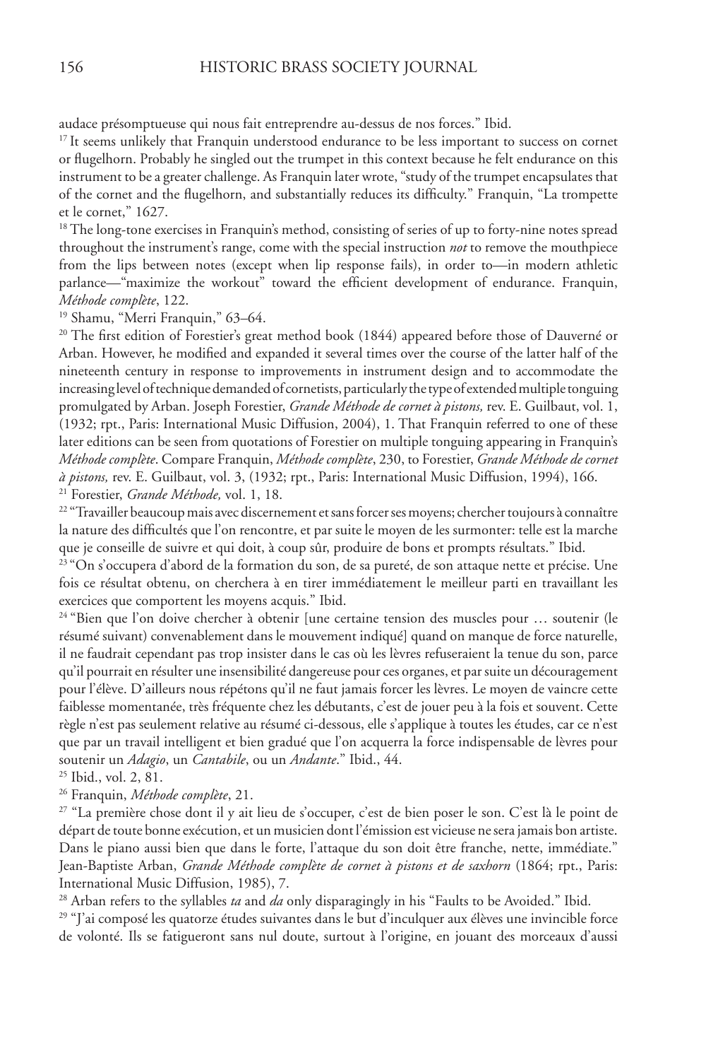audace présomptueuse qui nous fait entreprendre au-dessus de nos forces." Ibid.

[17] It seems unlikely that Franquin understood endurance to be less important to success on cornet or flugelhorn. Probably he singled out the trumpet in this context because he felt endurance on this instrument to be a greater challenge. As Franquin later wrote, "study of the trumpet encapsulates that of the cornet and the flugelhorn, and substantially reduces its difficulty." Franquin, "La trompette et le cornet," 1627.

[18] The long-tone exercises in Franquin's method, consisting of series of up to forty-nine notes spread throughout the instrument's range, come with the special instruction *not* to remove the mouthpiece from the lips between notes (except when lip response fails), in order to—in modern athletic parlance—"maximize the workout" toward the efficient development of endurance. Franquin, *Méthode complète*, 122.

[19] Shamu, "Merri Franquin," 63–64.

[20] The first edition of Forestier's great method book (1844) appeared before those of Dauverné or Arban. However, he modified and expanded it several times over the course of the latter half of the nineteenth century in response to improvements in instrument design and to accommodate the increasing level of technique demanded of cornetists, particularly the type of extended multiple tonguing promulgated by Arban. Joseph Forestier, *Grande Méthode de cornet à pistons,* rev. E. Guilbaut, vol. 1, (1932; rpt., Paris: International Music Diffusion, 2004), 1. That Franquin referred to one of these later editions can be seen from quotations of Forestier on multiple tonguing appearing in Franquin's *Méthode complète*. Compare Franquin, *Méthode complète*, 230, to Forestier, *Grande Méthode de cornet à pistons,* rev. E. Guilbaut, vol. 3, (1932; rpt., Paris: International Music Diffusion, 1994), 166.

[21] Forestier, *Grande Méthode,* vol. 1, 18.

[22] "Travailler beaucoup mais avec discernement et sans forcer ses moyens; chercher toujours à connaître la nature des difficultés que l'on rencontre, et par suite le moyen de les surmonter: telle est la marche que je conseille de suivre et qui doit, à coup sûr, produire de bons et prompts résultats." Ibid.

[23] "On s'occupera d'abord de la formation du son, de sa pureté, de son attaque nette et précise. Une fois ce résultat obtenu, on cherchera à en tirer immédiatement le meilleur parti en travaillant les exercices que comportent les moyens acquis." Ibid.

[24] "Bien que l'on doive chercher à obtenir [une certaine tension des muscles pour … soutenir (le résumé suivant) convenablement dans le mouvement indiqué] quand on manque de force naturelle, il ne faudrait cependant pas trop insister dans le cas où les lèvres refuseraient la tenue du son, parce qu'il pourrait en résulter une insensibilité dangereuse pour ces organes, et par suite un découragement pour l'élève. D'ailleurs nous répétons qu'il ne faut jamais forcer les lèvres. Le moyen de vaincre cette faiblesse momentanée, très fréquente chez les débutants, c'est de jouer peu à la fois et souvent. Cette règle n'est pas seulement relative au résumé ci-dessous, elle s'applique à toutes les études, car ce n'est que par un travail intelligent et bien gradué que l'on acquerra la force indispensable de lèvres pour soutenir un *Adagio*, un *Cantabile*, ou un *Andante*." Ibid., 44.

[25] Ibid., vol. 2, 81.

[26] Franquin, *Méthode complète*, 21.

[27] "La première chose dont il y ait lieu de s'occuper, c'est de bien poser le son. C'est là le point de départ de toute bonne exécution, et un musicien dont l'émission est vicieuse ne sera jamais bon artiste. Dans le piano aussi bien que dans le forte, l'attaque du son doit être franche, nette, immédiate." Jean-Baptiste Arban, *Grande Méthode complète de cornet à pistons et de saxhorn* (1864; rpt., Paris: International Music Diffusion, 1985), 7.

[28] Arban refers to the syllables *ta* and *da* only disparagingly in his "Faults to be Avoided." Ibid.

[29] "J'ai composé les quatorze études suivantes dans le but d'inculquer aux élèves une invincible force de volonté. Ils se fatigueront sans nul doute, surtout à l'origine, en jouant des morceaux d'aussi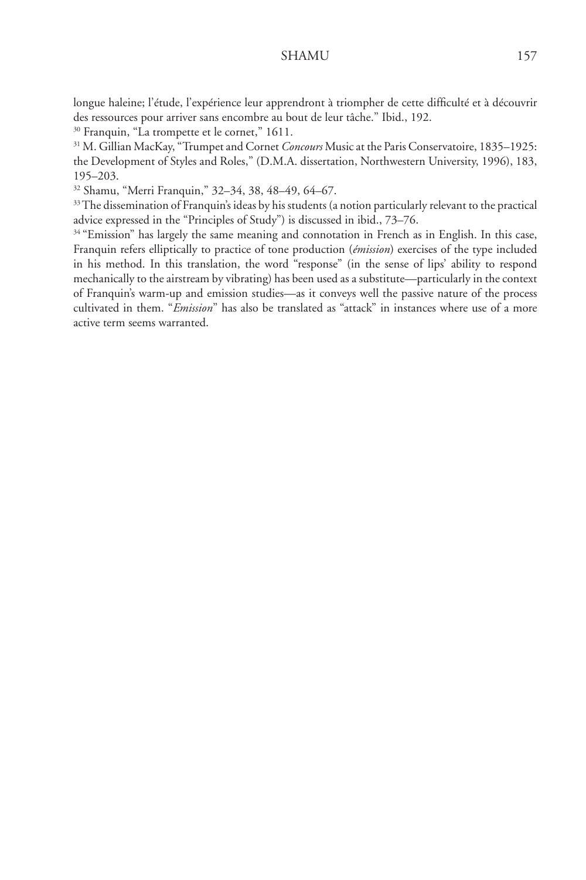longue haleine; l'étude, l'expérience leur apprendront à triompher de cette difficulté et à découvrir des ressources pour arriver sans encombre au bout de leur tâche." Ibid., 192.

[30] Franquin, "La trompette et le cornet," 1611.

[31] M. Gillian MacKay, "Trumpet and Cornet *Concours* Music at the Paris Conservatoire, 1835–1925: the Development of Styles and Roles," (D.M.A. dissertation, Northwestern University, 1996), 183, 195–203.

[32] Shamu, "Merri Franquin," 32–34, 38, 48–49, 64–67.

[33] The dissemination of Franquin's ideas by his students (a notion particularly relevant to the practical advice expressed in the "Principles of Study") is discussed in ibid., 73–76.

[34] "Emission" has largely the same meaning and connotation in French as in English. In this case, Franquin refers elliptically to practice of tone production (*émission*) exercises of the type included in his method. In this translation, the word "response" (in the sense of lips' ability to respond mechanically to the airstream by vibrating) has been used as a substitute—particularly in the context of Franquin's warm-up and emission studies—as it conveys well the passive nature of the process cultivated in them. "*Emission*" has also be translated as "attack" in instances where use of a more active term seems warranted.